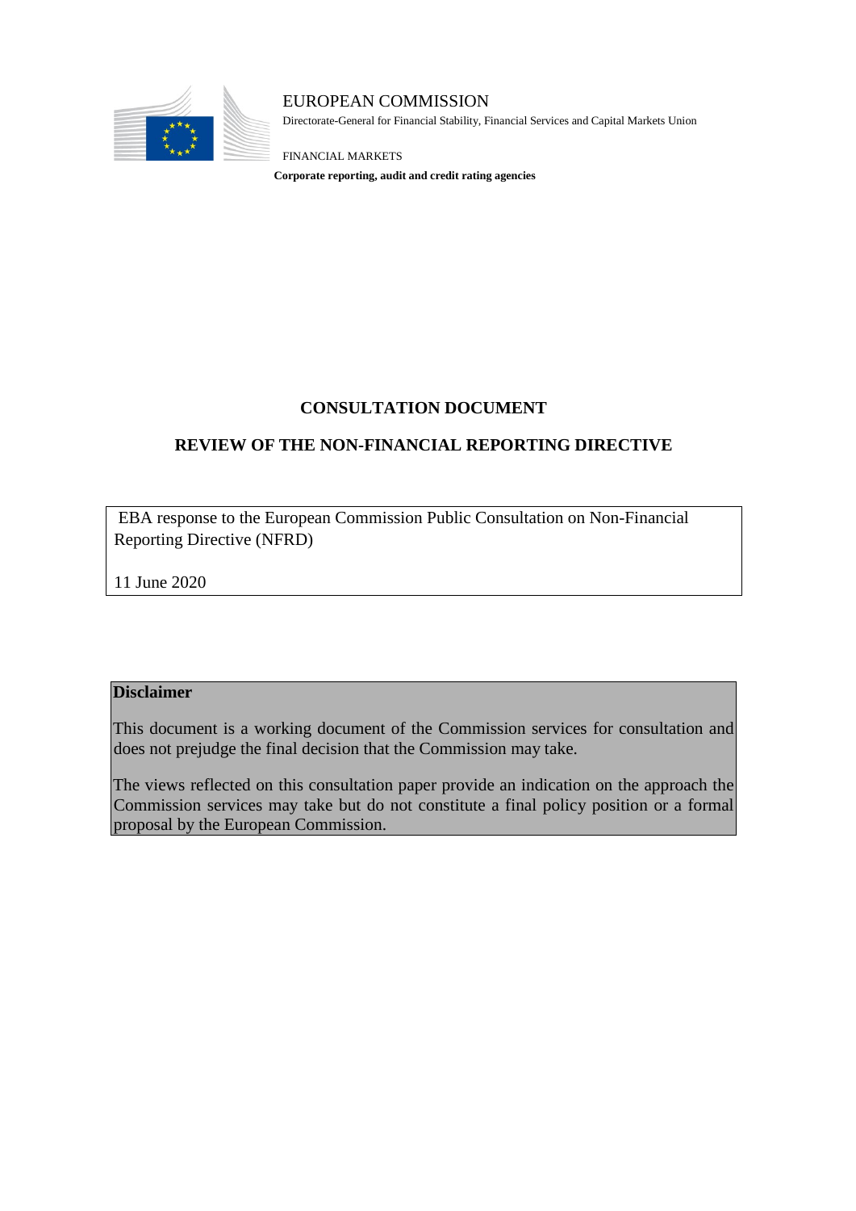EUROPEAN COMMISSION

Directorate-General for Financial Stability, Financial Services and Capital Markets Union

FINANCIAL MARKETS

**Corporate reporting, audit and credit rating agencies**

# CONSULTATION DOCUMENT

## REVIEW OF THE NON-FINANCIAL REPORTING DIRECTIVE

EBA response to the European Commission Public Consultation on Non-Financial Reporting Directive (NFRD)

11 June 2020

**Disclaimer**

This document is a working document of the Commission services for consultation and does not prejudge the final decision that the Commission may take.

The views reflected on this consultation paper provide an indication on the approach the Commission services may take but do not constitute a final policy position or a formal proposal by the European Commission.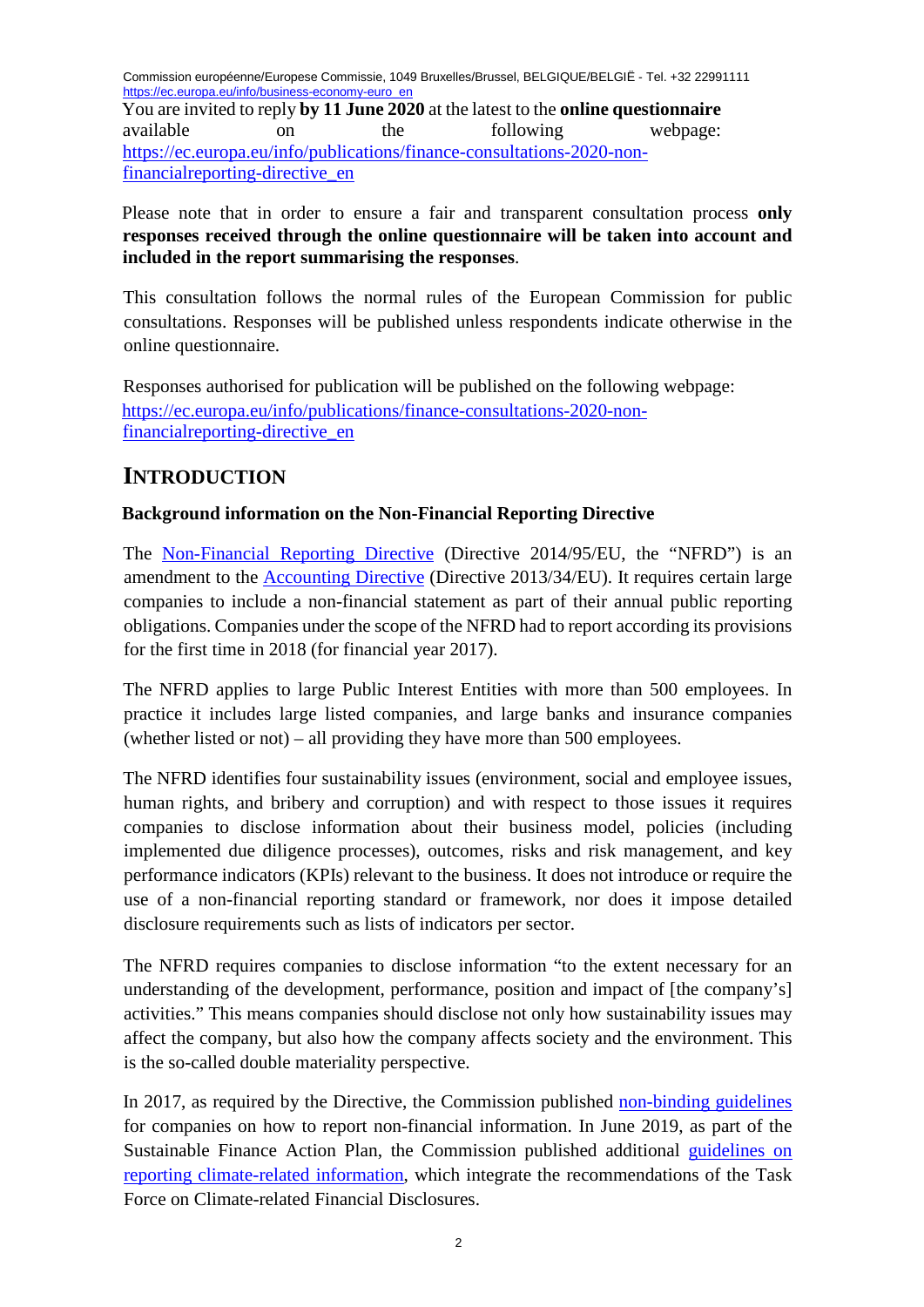You are invited to reply **by 11 June 2020** at the latest to the **online questionnaire** available on the following webpage: [https://ec.europa.eu/info/publications/finance-consultations-2020-non-financialreporting-directive_en](https://ec.europa.eu/info/publications/finance-consultations-2020-non-financialreporting-directive_en)

Please note that in order to ensure a fair and transparent consultation process **only responses received through the online questionnaire will be taken into account and included in the report summarising the responses**.

This consultation follows the normal rules of the European Commission for public consultations. Responses will be published unless respondents indicate otherwise in the online questionnaire.

Responses authorised for publication will be published on the following webpage: [https://ec.europa.eu/info/publications/finance-consultations-2020-non-financialreporting-directive_en](https://ec.europa.eu/info/publications/finance-consultations-2020-non-financialreporting-directive_en)

# INTRODUCTION

### Background information on the Non-Financial Reporting Directive

The Non-Financial Reporting Directive (Directive 2014/95/EU, the "NFRD") is an amendment to the Accounting Directive (Directive 2013/34/EU). It requires certain large companies to include a non-financial statement as part of their annual public reporting obligations. Companies under the scope of the NFRD had to report according its provisions for the first time in 2018 (for financial year 2017).

The NFRD applies to large Public Interest Entities with more than 500 employees. In practice it includes large listed companies, and large banks and insurance companies (whether listed or not) – all providing they have more than 500 employees.

The NFRD identifies four sustainability issues (environment, social and employee issues, human rights, and bribery and corruption) and with respect to those issues it requires companies to disclose information about their business model, policies (including implemented due diligence processes), outcomes, risks and risk management, and key performance indicators (KPIs) relevant to the business. It does not introduce or require the use of a non-financial reporting standard or framework, nor does it impose detailed disclosure requirements such as lists of indicators per sector.

The NFRD requires companies to disclose information "to the extent necessary for an understanding of the development, performance, position and impact of [the company's] activities." This means companies should disclose not only how sustainability issues may affect the company, but also how the company affects society and the environment. This is the so-called double materiality perspective.

In 2017, as required by the Directive, the Commission published non-binding guidelines for companies on how to report non-financial information. In June 2019, as part of the Sustainable Finance Action Plan, the Commission published additional guidelines on reporting climate-related information, which integrate the recommendations of the Task Force on Climate-related Financial Disclosures.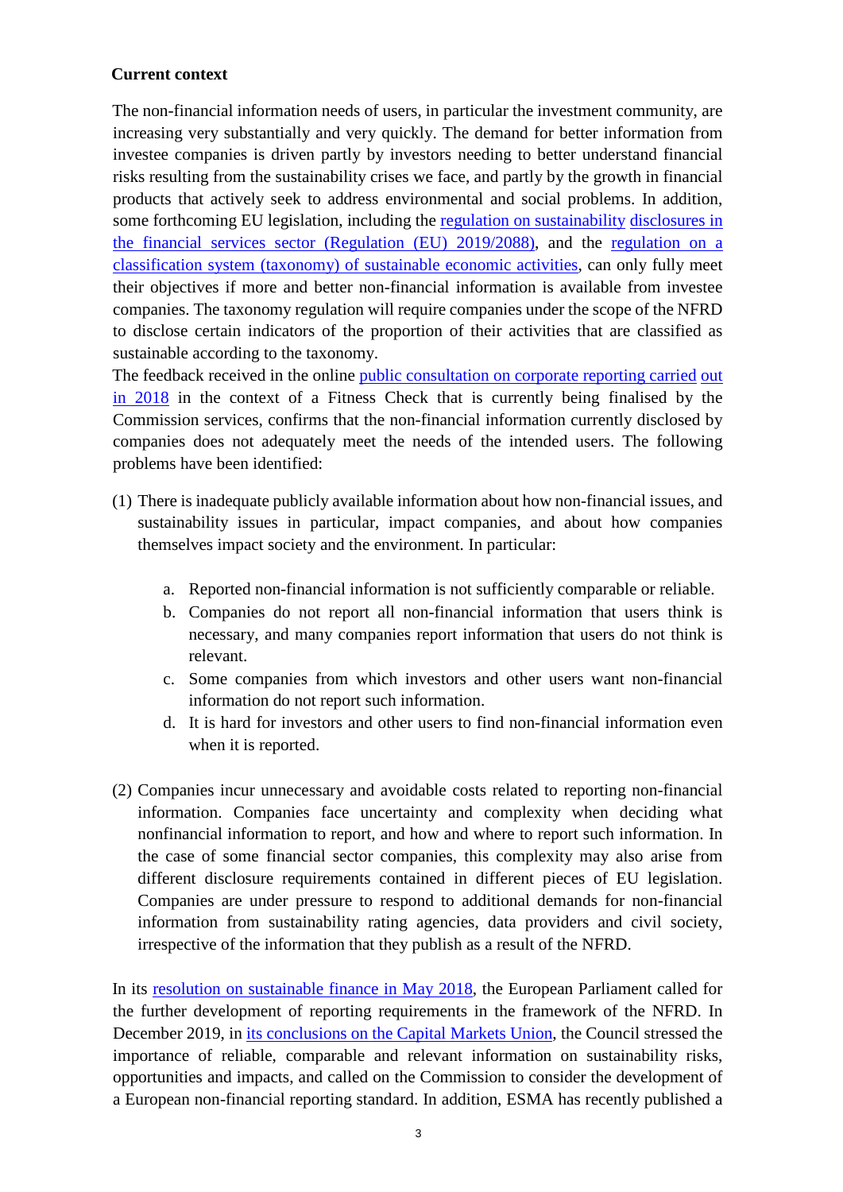**Current context**

The non-financial information needs of users, in particular the investment community, are increasing very substantially and very quickly. The demand for better information from investee companies is driven partly by investors needing to better understand financial risks resulting from the sustainability crises we face, and partly by the growth in financial products that actively seek to address environmental and social problems. In addition, some forthcoming EU legislation, including the regulation on sustainability disclosures in the financial services sector (Regulation (EU) 2019/2088), and the regulation on a classification system (taxonomy) of sustainable economic activities, can only fully meet their objectives if more and better non-financial information is available from investee companies. The taxonomy regulation will require companies under the scope of the NFRD to disclose certain indicators of the proportion of their activities that are classified as sustainable according to the taxonomy.

The feedback received in the online public consultation on corporate reporting carried out in 2018 in the context of a Fitness Check that is currently being finalised by the Commission services, confirms that the non-financial information currently disclosed by companies does not adequately meet the needs of the intended users. The following problems have been identified:

(1) There is inadequate publicly available information about how non-financial issues, and sustainability issues in particular, impact companies, and about how companies themselves impact society and the environment. In particular:

   a. Reported non-financial information is not sufficiently comparable or reliable.
   b. Companies do not report all non-financial information that users think is necessary, and many companies report information that users do not think is relevant.
   c. Some companies from which investors and other users want non-financial information do not report such information.
   d. It is hard for investors and other users to find non-financial information even when it is reported.

(2) Companies incur unnecessary and avoidable costs related to reporting non-financial information. Companies face uncertainty and complexity when deciding what nonfinancial information to report, and how and where to report such information. In the case of some financial sector companies, this complexity may also arise from different disclosure requirements contained in different pieces of EU legislation. Companies are under pressure to respond to additional demands for non-financial information from sustainability rating agencies, data providers and civil society, irrespective of the information that they publish as a result of the NFRD.

In its resolution on sustainable finance in May 2018, the European Parliament called for the further development of reporting requirements in the framework of the NFRD. In December 2019, in its conclusions on the Capital Markets Union, the Council stressed the importance of reliable, comparable and relevant information on sustainability risks, opportunities and impacts, and called on the Commission to consider the development of a European non-financial reporting standard. In addition, ESMA has recently published a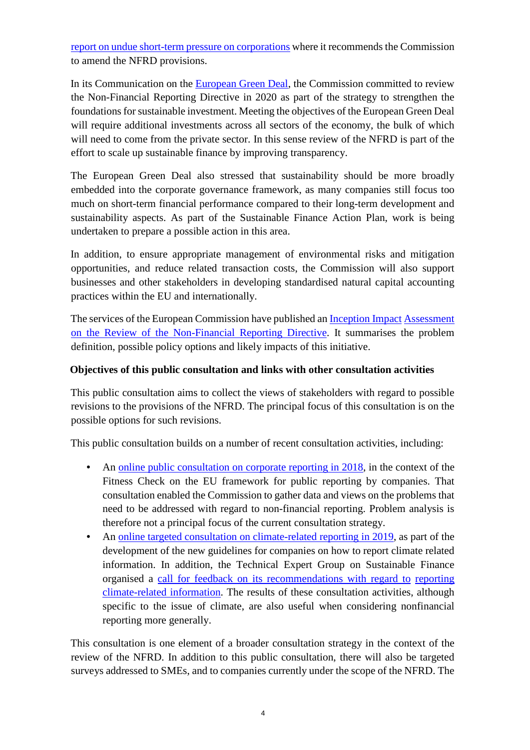report on undue short-term pressure on corporations where it recommends the Commission to amend the NFRD provisions.

In its Communication on the European Green Deal, the Commission committed to review the Non-Financial Reporting Directive in 2020 as part of the strategy to strengthen the foundations for sustainable investment. Meeting the objectives of the European Green Deal will require additional investments across all sectors of the economy, the bulk of which will need to come from the private sector. In this sense review of the NFRD is part of the effort to scale up sustainable finance by improving transparency.

The European Green Deal also stressed that sustainability should be more broadly embedded into the corporate governance framework, as many companies still focus too much on short-term financial performance compared to their long-term development and sustainability aspects. As part of the Sustainable Finance Action Plan, work is being undertaken to prepare a possible action in this area.

In addition, to ensure appropriate management of environmental risks and mitigation opportunities, and reduce related transaction costs, the Commission will also support businesses and other stakeholders in developing standardised natural capital accounting practices within the EU and internationally.

The services of the European Commission have published an Inception Impact Assessment on the Review of the Non-Financial Reporting Directive. It summarises the problem definition, possible policy options and likely impacts of this initiative.

**Objectives of this public consultation and links with other consultation activities**

This public consultation aims to collect the views of stakeholders with regard to possible revisions to the provisions of the NFRD. The principal focus of this consultation is on the possible options for such revisions.

This public consultation builds on a number of recent consultation activities, including:

- An online public consultation on corporate reporting in 2018, in the context of the Fitness Check on the EU framework for public reporting by companies. That consultation enabled the Commission to gather data and views on the problems that need to be addressed with regard to non-financial reporting. Problem analysis is therefore not a principal focus of the current consultation strategy.
- An online targeted consultation on climate-related reporting in 2019, as part of the development of the new guidelines for companies on how to report climate related information. In addition, the Technical Expert Group on Sustainable Finance organised a call for feedback on its recommendations with regard to reporting climate-related information. The results of these consultation activities, although specific to the issue of climate, are also useful when considering nonfinancial reporting more generally.

This consultation is one element of a broader consultation strategy in the context of the review of the NFRD. In addition to this public consultation, there will also be targeted surveys addressed to SMEs, and to companies currently under the scope of the NFRD. The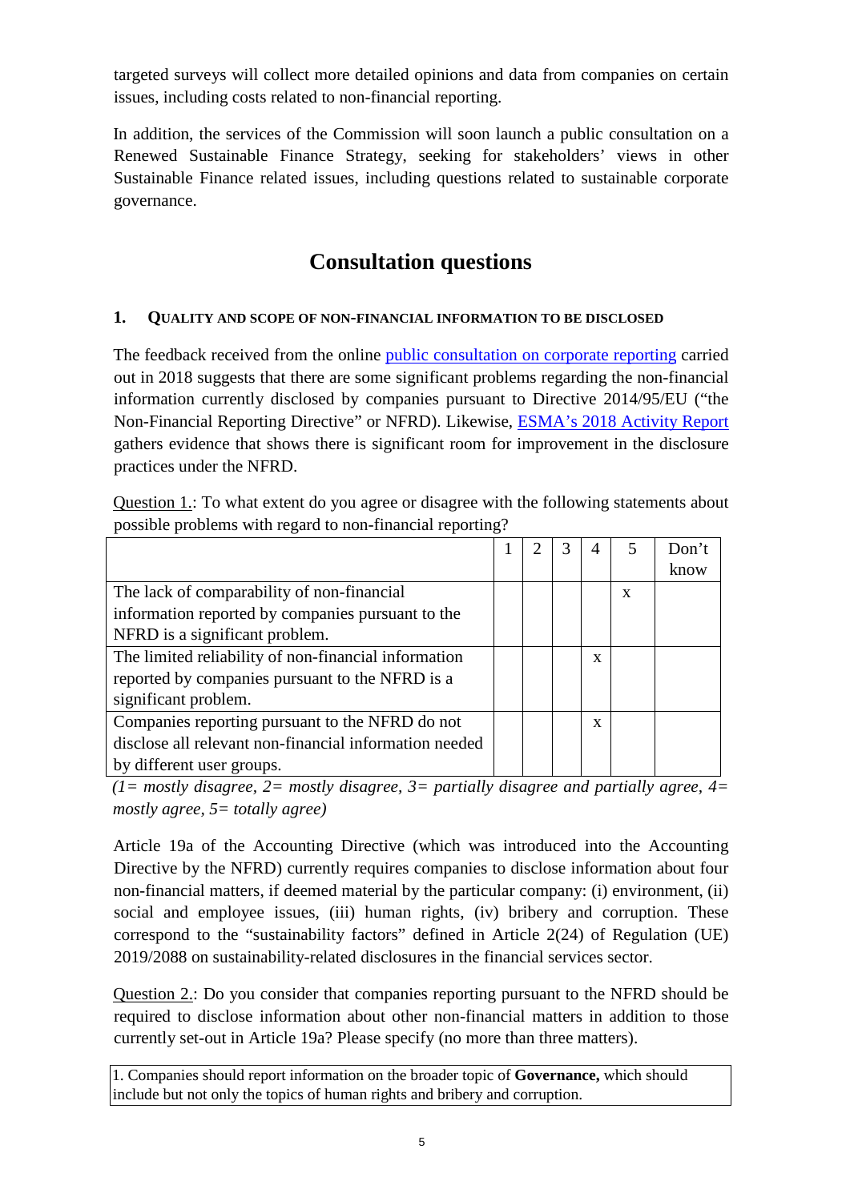targeted surveys will collect more detailed opinions and data from companies on certain issues, including costs related to non-financial reporting.

In addition, the services of the Commission will soon launch a public consultation on a Renewed Sustainable Finance Strategy, seeking for stakeholders' views in other Sustainable Finance related issues, including questions related to sustainable corporate governance.

# Consultation questions

## 1. Quality and scope of non-financial information to be disclosed

The feedback received from the online public consultation on corporate reporting carried out in 2018 suggests that there are some significant problems regarding the non-financial information currently disclosed by companies pursuant to Directive 2014/95/EU ("the Non-Financial Reporting Directive" or NFRD). Likewise, ESMA's 2018 Activity Report gathers evidence that shows there is significant room for improvement in the disclosure practices under the NFRD.

Question 1.: To what extent do you agree or disagree with the following statements about possible problems with regard to non-financial reporting?

| | 1 | 2 | 3 | 4 | 5 | Don't know |
|---|---|---|---|---|---|---|
| The lack of comparability of non-financial information reported by companies pursuant to the NFRD is a significant problem. | | | | | x | |
| The limited reliability of non-financial information reported by companies pursuant to the NFRD is a significant problem. | | | | x | | |
| Companies reporting pursuant to the NFRD do not disclose all relevant non-financial information needed by different user groups. | | | | x | | |

*(1= mostly disagree, 2= mostly disagree, 3= partially disagree and partially agree, 4= mostly agree, 5= totally agree)*

Article 19a of the Accounting Directive (which was introduced into the Accounting Directive by the NFRD) currently requires companies to disclose information about four non-financial matters, if deemed material by the particular company: (i) environment, (ii) social and employee issues, (iii) human rights, (iv) bribery and corruption. These correspond to the "sustainability factors" defined in Article 2(24) of Regulation (UE) 2019/2088 on sustainability-related disclosures in the financial services sector.

Question 2.: Do you consider that companies reporting pursuant to the NFRD should be required to disclose information about other non-financial matters in addition to those currently set-out in Article 19a? Please specify (no more than three matters).

| 1. Companies should report information on the broader topic of **Governance,** which should include but not only the topics of human rights and bribery and corruption. |
|---|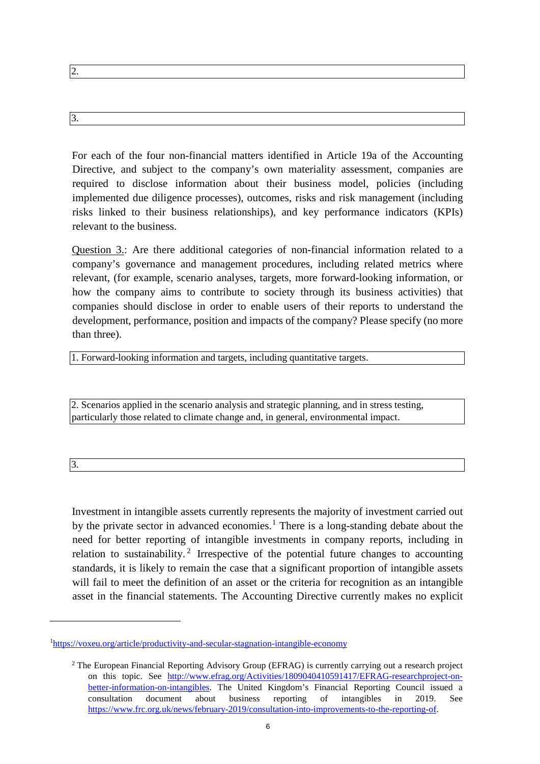2.

3.

For each of the four non-financial matters identified in Article 19a of the Accounting Directive, and subject to the company's own materiality assessment, companies are required to disclose information about their business model, policies (including implemented due diligence processes), outcomes, risks and risk management (including risks linked to their business relationships), and key performance indicators (KPIs) relevant to the business.

Question 3.: Are there additional categories of non-financial information related to a company's governance and management procedures, including related metrics where relevant, (for example, scenario analyses, targets, more forward-looking information, or how the company aims to contribute to society through its business activities) that companies should disclose in order to enable users of their reports to understand the development, performance, position and impacts of the company? Please specify (no more than three).

1. Forward-looking information and targets, including quantitative targets.

2. Scenarios applied in the scenario analysis and strategic planning, and in stress testing, particularly those related to climate change and, in general, environmental impact.

3.

Investment in intangible assets currently represents the majority of investment carried out by the private sector in advanced economies.[1] There is a long-standing debate about the need for better reporting of intangible investments in company reports, including in relation to sustainability.[2] Irrespective of the potential future changes to accounting standards, it is likely to remain the case that a significant proportion of intangible assets will fail to meet the definition of an asset or the criteria for recognition as an intangible asset in the financial statements. The Accounting Directive currently makes no explicit

[1] https://voxeu.org/article/productivity-and-secular-stagnation-intangible-economy

[2] The European Financial Reporting Advisory Group (EFRAG) is currently carrying out a research project on this topic. See http://www.efrag.org/Activities/1809040410591417/EFRAG-researchproject-on-better-information-on-intangibles. The United Kingdom's Financial Reporting Council issued a consultation document about business reporting of intangibles in 2019. See https://www.frc.org.uk/news/february-2019/consultation-into-improvements-to-the-reporting-of.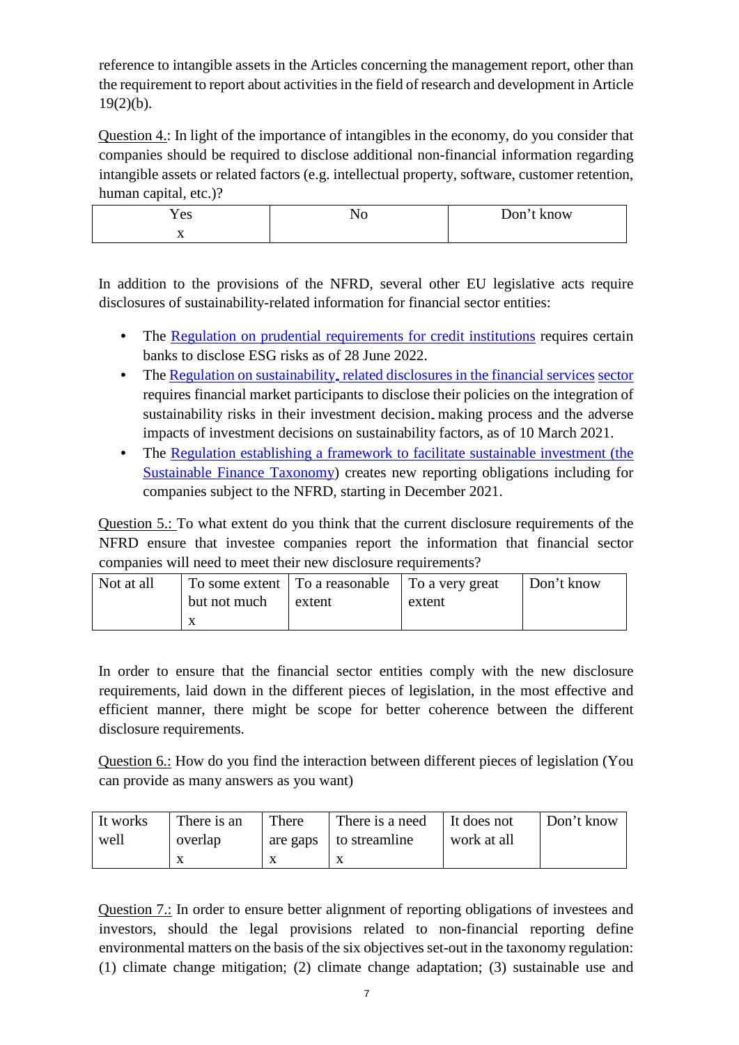reference to intangible assets in the Articles concerning the management report, other than the requirement to report about activities in the field of research and development in Article 19(2)(b).

Question 4.: In light of the importance of intangibles in the economy, do you consider that companies should be required to disclose additional non-financial information regarding intangible assets or related factors (e.g. intellectual property, software, customer retention, human capital, etc.)?

| Yes | No | Don't know |
| --- | --- | --- |
| x | | |

In addition to the provisions of the NFRD, several other EU legislative acts require disclosures of sustainability-related information for financial sector entities:

- The Regulation on prudential requirements for credit institutions requires certain banks to disclose ESG risks as of 28 June 2022.
- The Regulation on sustainability‐related disclosures in the financial services sector requires financial market participants to disclose their policies on the integration of sustainability risks in their investment decision‐making process and the adverse impacts of investment decisions on sustainability factors, as of 10 March 2021.
- The Regulation establishing a framework to facilitate sustainable investment (the Sustainable Finance Taxonomy) creates new reporting obligations including for companies subject to the NFRD, starting in December 2021.

Question 5.: To what extent do you think that the current disclosure requirements of the NFRD ensure that investee companies report the information that financial sector companies will need to meet their new disclosure requirements?

| Not at all | To some extent but not much | To a reasonable extent | To a very great extent | Don't know |
| --- | --- | --- | --- | --- |
| | x | | | |

In order to ensure that the financial sector entities comply with the new disclosure requirements, laid down in the different pieces of legislation, in the most effective and efficient manner, there might be scope for better coherence between the different disclosure requirements.

Question 6.: How do you find the interaction between different pieces of legislation (You can provide as many answers as you want)

| It works well | There is an overlap | There are gaps | There is a need to streamline | It does not work at all | Don't know |
| --- | --- | --- | --- | --- | --- |
| | x | x | x | | |

Question 7.: In order to ensure better alignment of reporting obligations of investees and investors, should the legal provisions related to non-financial reporting define environmental matters on the basis of the six objectives set-out in the taxonomy regulation: (1) climate change mitigation; (2) climate change adaptation; (3) sustainable use and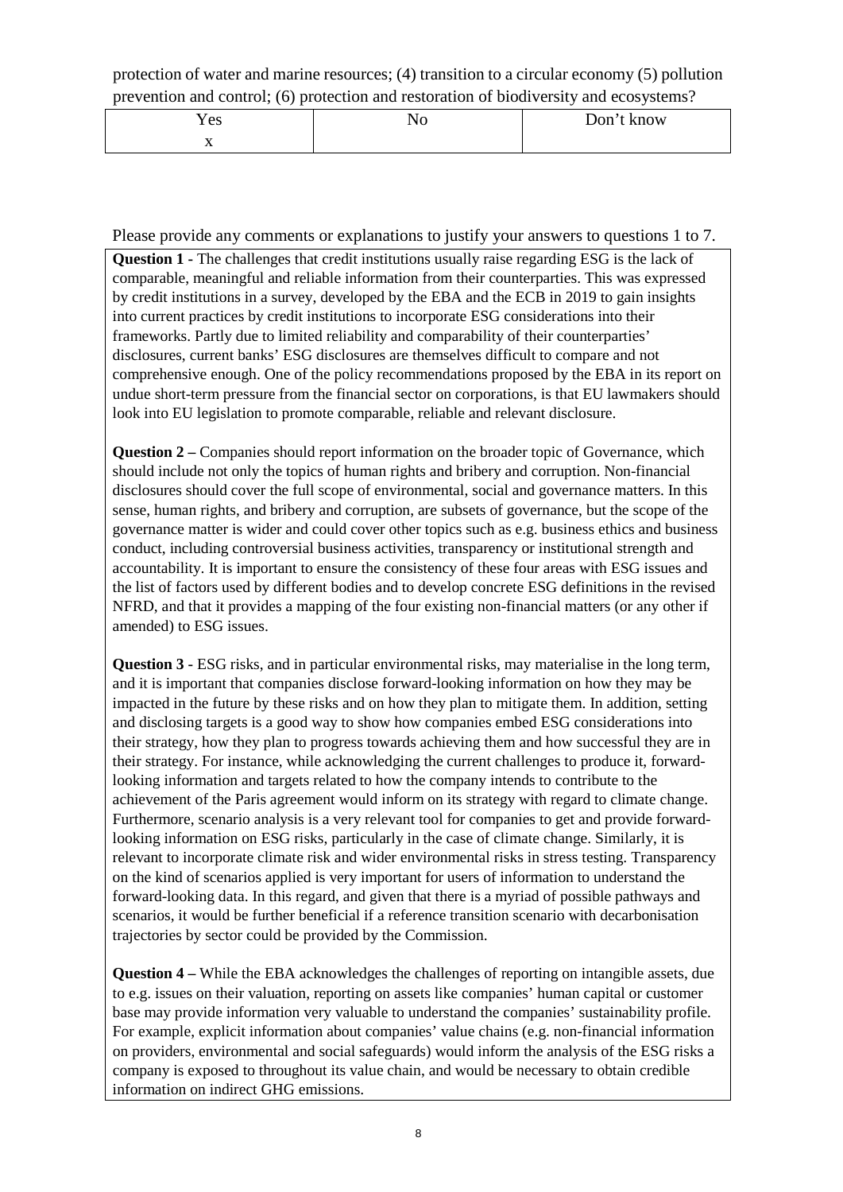protection of water and marine resources; (4) transition to a circular economy (5) pollution prevention and control; (6) protection and restoration of biodiversity and ecosystems?

| Yes | No | Don't know |
|---|---|---|
| x | | |

Please provide any comments or explanations to justify your answers to questions 1 to 7.

**Question 1 -** The challenges that credit institutions usually raise regarding ESG is the lack of comparable, meaningful and reliable information from their counterparties. This was expressed by credit institutions in a survey, developed by the EBA and the ECB in 2019 to gain insights into current practices by credit institutions to incorporate ESG considerations into their frameworks. Partly due to limited reliability and comparability of their counterparties' disclosures, current banks' ESG disclosures are themselves difficult to compare and not comprehensive enough. One of the policy recommendations proposed by the EBA in its report on undue short-term pressure from the financial sector on corporations, is that EU lawmakers should look into EU legislation to promote comparable, reliable and relevant disclosure.

**Question 2 –** Companies should report information on the broader topic of Governance, which should include not only the topics of human rights and bribery and corruption. Non-financial disclosures should cover the full scope of environmental, social and governance matters. In this sense, human rights, and bribery and corruption, are subsets of governance, but the scope of the governance matter is wider and could cover other topics such as e.g. business ethics and business conduct, including controversial business activities, transparency or institutional strength and accountability. It is important to ensure the consistency of these four areas with ESG issues and the list of factors used by different bodies and to develop concrete ESG definitions in the revised NFRD, and that it provides a mapping of the four existing non-financial matters (or any other if amended) to ESG issues.

**Question 3 -** ESG risks, and in particular environmental risks, may materialise in the long term, and it is important that companies disclose forward-looking information on how they may be impacted in the future by these risks and on how they plan to mitigate them. In addition, setting and disclosing targets is a good way to show how companies embed ESG considerations into their strategy, how they plan to progress towards achieving them and how successful they are in their strategy. For instance, while acknowledging the current challenges to produce it, forward-looking information and targets related to how the company intends to contribute to the achievement of the Paris agreement would inform on its strategy with regard to climate change. Furthermore, scenario analysis is a very relevant tool for companies to get and provide forward-looking information on ESG risks, particularly in the case of climate change. Similarly, it is relevant to incorporate climate risk and wider environmental risks in stress testing. Transparency on the kind of scenarios applied is very important for users of information to understand the forward-looking data. In this regard, and given that there is a myriad of possible pathways and scenarios, it would be further beneficial if a reference transition scenario with decarbonisation trajectories by sector could be provided by the Commission.

**Question 4 –** While the EBA acknowledges the challenges of reporting on intangible assets, due to e.g. issues on their valuation, reporting on assets like companies' human capital or customer base may provide information very valuable to understand the companies' sustainability profile. For example, explicit information about companies' value chains (e.g. non-financial information on providers, environmental and social safeguards) would inform the analysis of the ESG risks a company is exposed to throughout its value chain, and would be necessary to obtain credible information on indirect GHG emissions.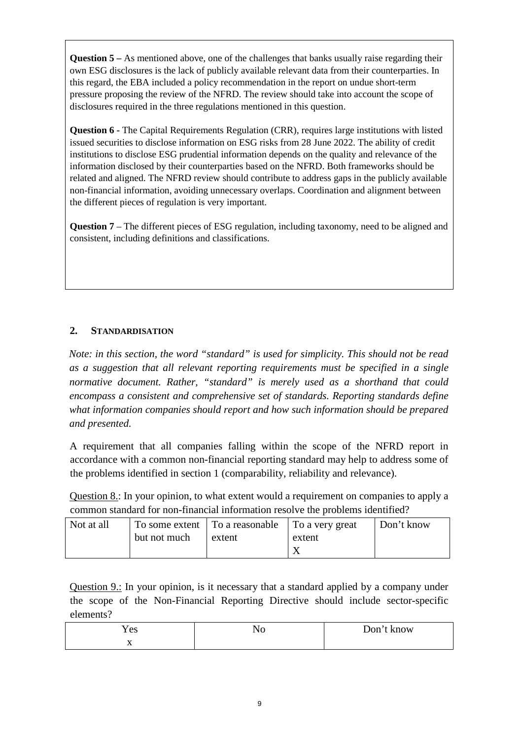**Question 5 –** As mentioned above, one of the challenges that banks usually raise regarding their own ESG disclosures is the lack of publicly available relevant data from their counterparties. In this regard, the EBA included a policy recommendation in the report on undue short-term pressure proposing the review of the NFRD. The review should take into account the scope of disclosures required in the three regulations mentioned in this question.

**Question 6 -** The Capital Requirements Regulation (CRR), requires large institutions with listed issued securities to disclose information on ESG risks from 28 June 2022. The ability of credit institutions to disclose ESG prudential information depends on the quality and relevance of the information disclosed by their counterparties based on the NFRD. Both frameworks should be related and aligned. The NFRD review should contribute to address gaps in the publicly available non-financial information, avoiding unnecessary overlaps. Coordination and alignment between the different pieces of regulation is very important.

**Question 7** – The different pieces of ESG regulation, including taxonomy, need to be aligned and consistent, including definitions and classifications.

## 2. STANDARDISATION

*Note: in this section, the word "standard" is used for simplicity. This should not be read as a suggestion that all relevant reporting requirements must be specified in a single normative document. Rather, "standard" is merely used as a shorthand that could encompass a consistent and comprehensive set of standards. Reporting standards define what information companies should report and how such information should be prepared and presented.*

A requirement that all companies falling within the scope of the NFRD report in accordance with a common non-financial reporting standard may help to address some of the problems identified in section 1 (comparability, reliability and relevance).

Question 8.: In your opinion, to what extent would a requirement on companies to apply a common standard for non-financial information resolve the problems identified?

| Not at all | To some extent but not much | To a reasonable extent | To a very great extent | Don't know |
|---|---|---|---|---|
| | | | X | |

Question 9.: In your opinion, is it necessary that a standard applied by a company under the scope of the Non-Financial Reporting Directive should include sector-specific elements?

| Yes | No | Don't know |
|---|---|---|
| x | | |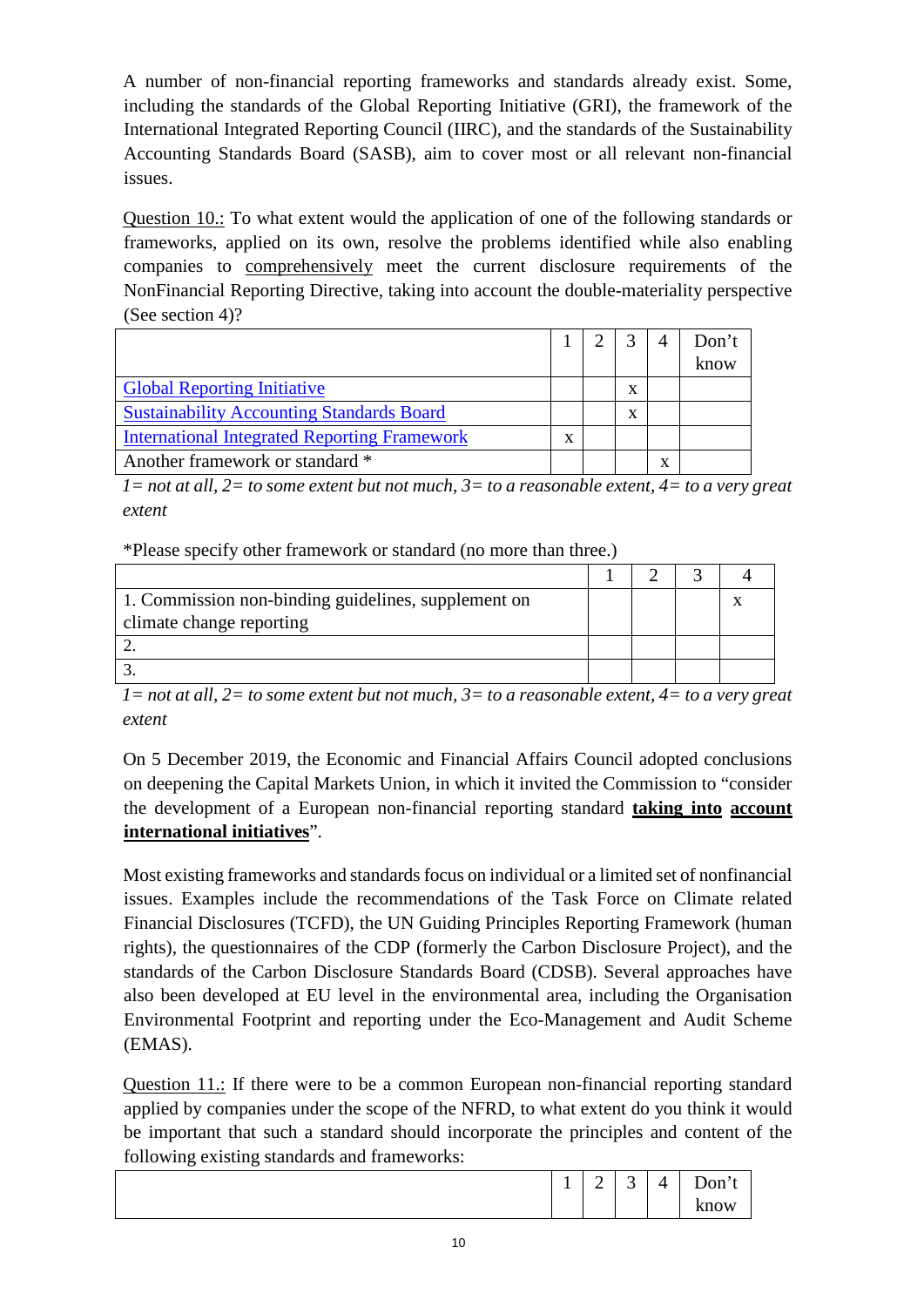A number of non-financial reporting frameworks and standards already exist. Some, including the standards of the Global Reporting Initiative (GRI), the framework of the International Integrated Reporting Council (IIRC), and the standards of the Sustainability Accounting Standards Board (SASB), aim to cover most or all relevant non-financial issues.

Question 10.: To what extent would the application of one of the following standards or frameworks, applied on its own, resolve the problems identified while also enabling companies to comprehensively meet the current disclosure requirements of the NonFinancial Reporting Directive, taking into account the double-materiality perspective (See section 4)?

| | 1 | 2 | 3 | 4 | Don't know |
|---|---|---|---|---|---|
| Global Reporting Initiative | | | x | | |
| Sustainability Accounting Standards Board | | | x | | |
| International Integrated Reporting Framework | x | | | | |
| Another framework or standard * | | | | x | |

*1= not at all, 2= to some extent but not much, 3= to a reasonable extent, 4= to a very great extent*

*Please specify other framework or standard (no more than three.)

| | 1 | 2 | 3 | 4 |
|---|---|---|---|---|
| 1. Commission non-binding guidelines, supplement on climate change reporting | | | | x |
| 2. | | | | |
| 3. | | | | |

*1= not at all, 2= to some extent but not much, 3= to a reasonable extent, 4= to a very great extent*

On 5 December 2019, the Economic and Financial Affairs Council adopted conclusions on deepening the Capital Markets Union, in which it invited the Commission to "consider the development of a European non-financial reporting standard **taking into account international initiatives**".

Most existing frameworks and standards focus on individual or a limited set of nonfinancial issues. Examples include the recommendations of the Task Force on Climate related Financial Disclosures (TCFD), the UN Guiding Principles Reporting Framework (human rights), the questionnaires of the CDP (formerly the Carbon Disclosure Project), and the standards of the Carbon Disclosure Standards Board (CDSB). Several approaches have also been developed at EU level in the environmental area, including the Organisation Environmental Footprint and reporting under the Eco-Management and Audit Scheme (EMAS).

Question 11.: If there were to be a common European non-financial reporting standard applied by companies under the scope of the NFRD, to what extent do you think it would be important that such a standard should incorporate the principles and content of the following existing standards and frameworks:

| | 1 | 2 | 3 | 4 | Don't know |
|---|---|---|---|---|---|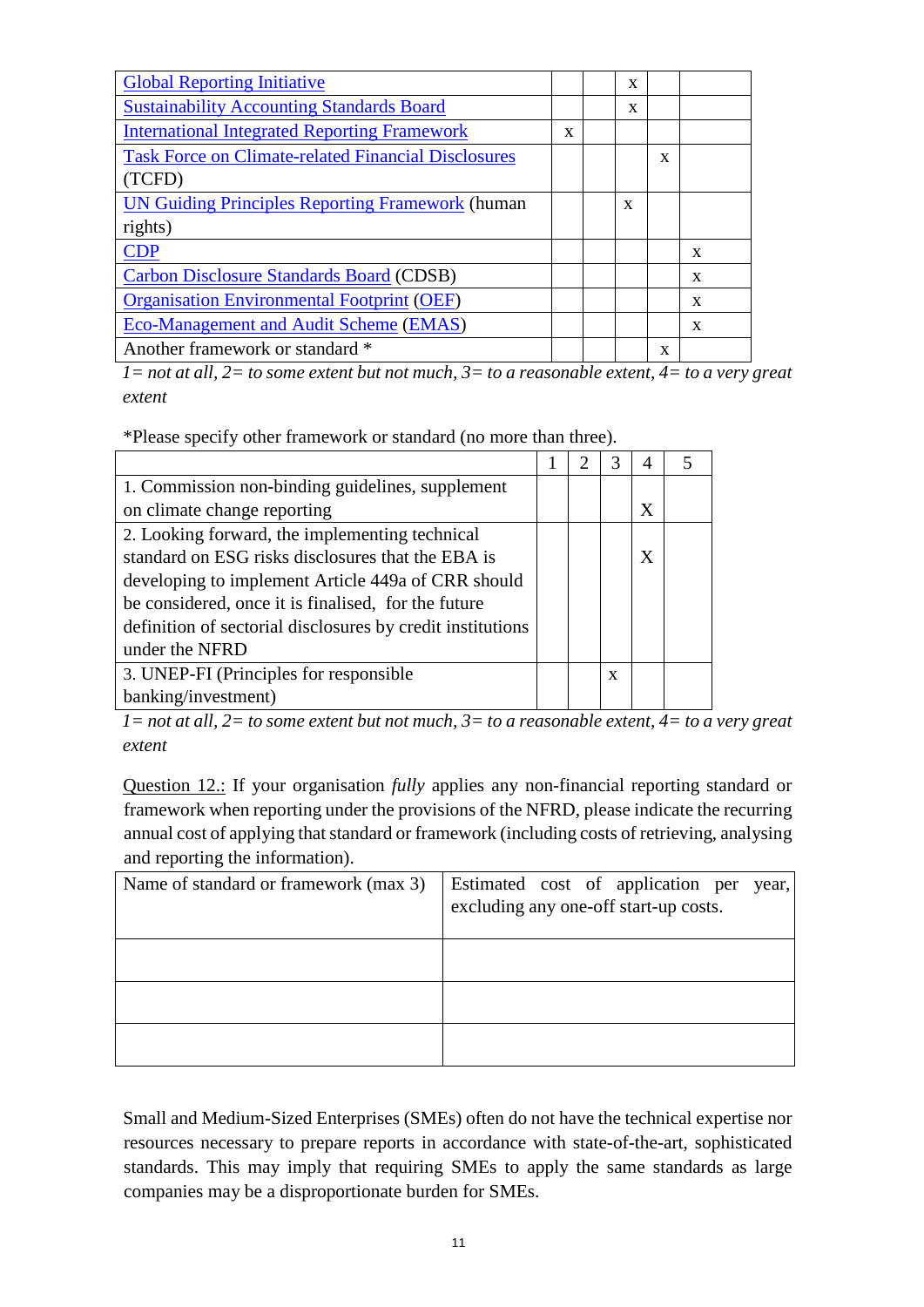| Global Reporting Initiative | | | x | | |
|---|---|---|---|---|---|
| Sustainability Accounting Standards Board | | | x | | |
| International Integrated Reporting Framework | x | | | | |
| Task Force on Climate-related Financial Disclosures (TCFD) | | | | x | |
| UN Guiding Principles Reporting Framework (human rights) | | | x | | |
| CDP | | | | | x |
| Carbon Disclosure Standards Board (CDSB) | | | | | x |
| Organisation Environmental Footprint (OEF) | | | | | x |
| Eco-Management and Audit Scheme (EMAS) | | | | | x |
| Another framework or standard * | | | | x | |

*1= not at all, 2= to some extent but not much, 3= to a reasonable extent, 4= to a very great extent*

*Please specify other framework or standard (no more than three).

| | 1 | 2 | 3 | 4 | 5 |
|---|---|---|---|---|---|
| 1. Commission non-binding guidelines, supplement on climate change reporting | | | | X | |
| 2. Looking forward, the implementing technical standard on ESG risks disclosures that the EBA is developing to implement Article 449a of CRR should be considered, once it is finalised, for the future definition of sectorial disclosures by credit institutions under the NFRD | | | | X | |
| 3. UNEP-FI (Principles for responsible banking/investment) | | | x | | |

*1= not at all, 2= to some extent but not much, 3= to a reasonable extent, 4= to a very great extent*

Question 12.: If your organisation *fully* applies any non-financial reporting standard or framework when reporting under the provisions of the NFRD, please indicate the recurring annual cost of applying that standard or framework (including costs of retrieving, analysing and reporting the information).

| Name of standard or framework (max 3) | Estimated cost of application per year, excluding any one-off start-up costs. |
|---|---|
| | |
| | |
| | |

Small and Medium-Sized Enterprises (SMEs) often do not have the technical expertise nor resources necessary to prepare reports in accordance with state-of-the-art, sophisticated standards. This may imply that requiring SMEs to apply the same standards as large companies may be a disproportionate burden for SMEs.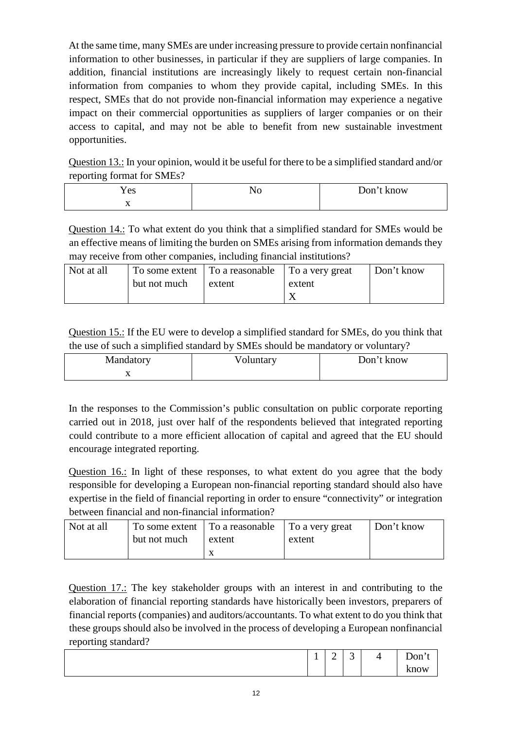At the same time, many SMEs are under increasing pressure to provide certain nonfinancial information to other businesses, in particular if they are suppliers of large companies. In addition, financial institutions are increasingly likely to request certain non-financial information from companies to whom they provide capital, including SMEs. In this respect, SMEs that do not provide non-financial information may experience a negative impact on their commercial opportunities as suppliers of larger companies or on their access to capital, and may not be able to benefit from new sustainable investment opportunities.

Question 13.: In your opinion, would it be useful for there to be a simplified standard and/or reporting format for SMEs?

| Yes | No | Don't know |
| --- | --- | --- |
| x | | |

Question 14.: To what extent do you think that a simplified standard for SMEs would be an effective means of limiting the burden on SMEs arising from information demands they may receive from other companies, including financial institutions?

| Not at all | To some extent but not much | To a reasonable extent | To a very great extent | Don't know |
| --- | --- | --- | --- | --- |
| | | | X | |

Question 15.: If the EU were to develop a simplified standard for SMEs, do you think that the use of such a simplified standard by SMEs should be mandatory or voluntary?

| Mandatory | Voluntary | Don't know |
| --- | --- | --- |
| x | | |

In the responses to the Commission's public consultation on public corporate reporting carried out in 2018, just over half of the respondents believed that integrated reporting could contribute to a more efficient allocation of capital and agreed that the EU should encourage integrated reporting.

Question 16.: In light of these responses, to what extent do you agree that the body responsible for developing a European non-financial reporting standard should also have expertise in the field of financial reporting in order to ensure "connectivity" or integration between financial and non-financial information?

| Not at all | To some extent but not much | To a reasonable extent | To a very great extent | Don't know |
| --- | --- | --- | --- | --- |
| | | x | | |

Question 17.: The key stakeholder groups with an interest in and contributing to the elaboration of financial reporting standards have historically been investors, preparers of financial reports (companies) and auditors/accountants. To what extent to do you think that these groups should also be involved in the process of developing a European nonfinancial reporting standard?

| | 1 | 2 | 3 | 4 | Don't know |
| --- | --- | --- | --- | --- | --- |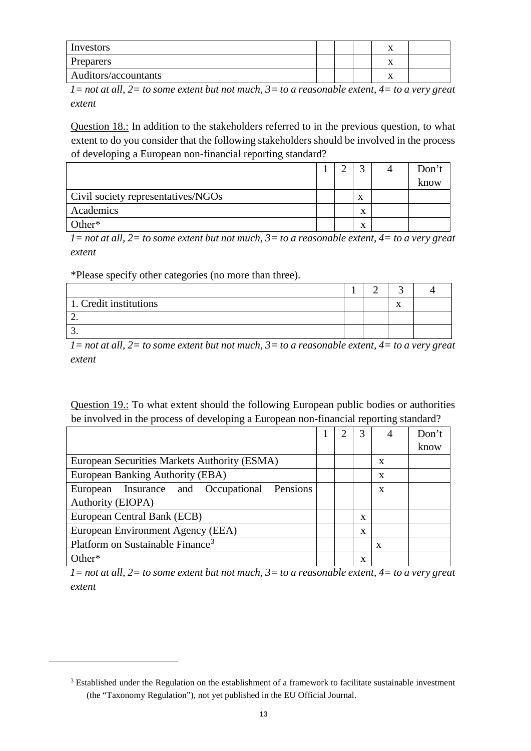| | | | | | |
|---|---|---|---|---|---|
| Investors | | | | x | |
| Preparers | | | | x | |
| Auditors/accountants | | | | x | |

*1= not at all, 2= to some extent but not much, 3= to a reasonable extent, 4= to a very great extent*

Question 18.: In addition to the stakeholders referred to in the previous question, to what extent to do you consider that the following stakeholders should be involved in the process of developing a European non-financial reporting standard?

| | 1 | 2 | 3 | 4 | Don't know |
|---|---|---|---|---|---|
| Civil society representatives/NGOs | | | x | | |
| Academics | | | x | | |
| Other* | | | x | | |

*1= not at all, 2= to some extent but not much, 3= to a reasonable extent, 4= to a very great extent*

*Please specify other categories (no more than three).

| | 1 | 2 | 3 | 4 |
|---|---|---|---|---|
| 1. Credit institutions | | | x | |
| 2. | | | | |
| 3. | | | | |

*1= not at all, 2= to some extent but not much, 3= to a reasonable extent, 4= to a very great extent*

Question 19.: To what extent should the following European public bodies or authorities be involved in the process of developing a European non-financial reporting standard?

| | 1 | 2 | 3 | 4 | Don't know |
|---|---|---|---|---|---|
| European Securities Markets Authority (ESMA) | | | | x | |
| European Banking Authority (EBA) | | | | x | |
| European Insurance and Occupational Pensions Authority (EIOPA) | | | | x | |
| European Central Bank (ECB) | | | x | | |
| European Environment Agency (EEA) | | | x | | |
| Platform on Sustainable Finance[3] | | | | x | |
| Other* | | | x | | |

*1= not at all, 2= to some extent but not much, 3= to a reasonable extent, 4= to a very great extent*

[3] Established under the Regulation on the establishment of a framework to facilitate sustainable investment (the "Taxonomy Regulation"), not yet published in the EU Official Journal.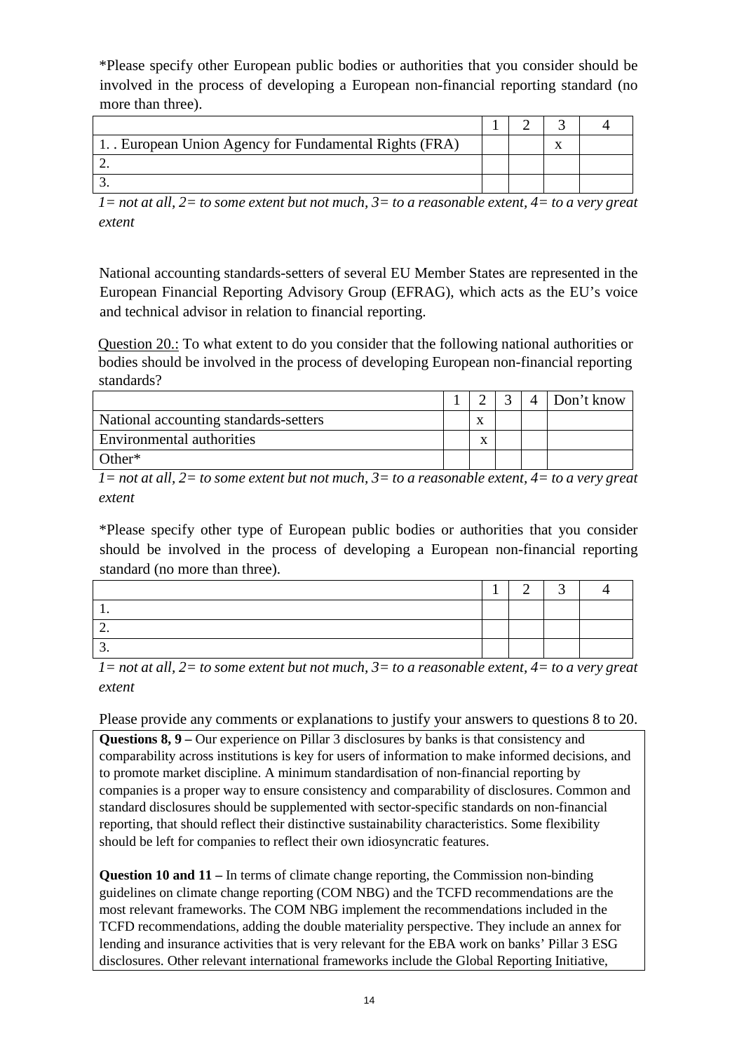*Please specify other European public bodies or authorities that you consider should be involved in the process of developing a European non-financial reporting standard (no more than three).

| | 1 | 2 | 3 | 4 |
|---|---|---|---|---|
| 1. . European Union Agency for Fundamental Rights (FRA) | | | x | |
| 2. | | | | |
| 3. | | | | |

*1= not at all, 2= to some extent but not much, 3= to a reasonable extent, 4= to a very great extent*

National accounting standards-setters of several EU Member States are represented in the European Financial Reporting Advisory Group (EFRAG), which acts as the EU's voice and technical advisor in relation to financial reporting.

Question 20.: To what extent to do you consider that the following national authorities or bodies should be involved in the process of developing European non-financial reporting standards?

| | 1 | 2 | 3 | 4 | Don't know |
|---|---|---|---|---|---|
| National accounting standards-setters | | x | | | |
| Environmental authorities | | x | | | |
| Other* | | | | | |

*1= not at all, 2= to some extent but not much, 3= to a reasonable extent, 4= to a very great extent*

*Please specify other type of European public bodies or authorities that you consider should be involved in the process of developing a European non-financial reporting standard (no more than three).

| | 1 | 2 | 3 | 4 |
|---|---|---|---|---|
| 1. | | | | |
| 2. | | | | |
| 3. | | | | |

*1= not at all, 2= to some extent but not much, 3= to a reasonable extent, 4= to a very great extent*

Please provide any comments or explanations to justify your answers to questions 8 to 20.

**Questions 8, 9 –** Our experience on Pillar 3 disclosures by banks is that consistency and comparability across institutions is key for users of information to make informed decisions, and to promote market discipline. A minimum standardisation of non-financial reporting by companies is a proper way to ensure consistency and comparability of disclosures. Common and standard disclosures should be supplemented with sector-specific standards on non-financial reporting, that should reflect their distinctive sustainability characteristics. Some flexibility should be left for companies to reflect their own idiosyncratic features.

**Question 10 and 11 –** In terms of climate change reporting, the Commission non-binding guidelines on climate change reporting (COM NBG) and the TCFD recommendations are the most relevant frameworks. The COM NBG implement the recommendations included in the TCFD recommendations, adding the double materiality perspective. They include an annex for lending and insurance activities that is very relevant for the EBA work on banks' Pillar 3 ESG disclosures. Other relevant international frameworks include the Global Reporting Initiative,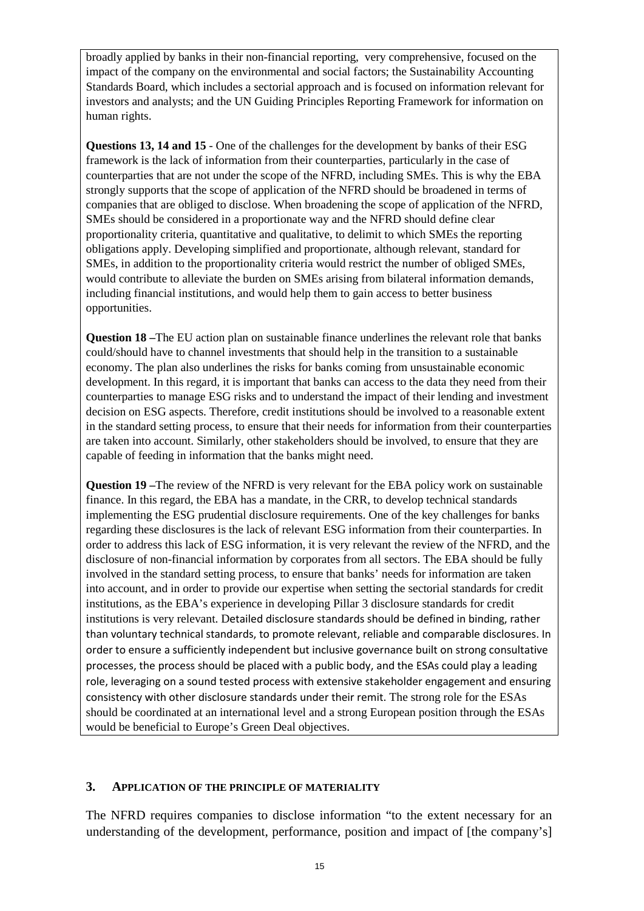broadly applied by banks in their non-financial reporting, very comprehensive, focused on the impact of the company on the environmental and social factors; the Sustainability Accounting Standards Board, which includes a sectorial approach and is focused on information relevant for investors and analysts; and the UN Guiding Principles Reporting Framework for information on human rights.

**Questions 13, 14 and 15** - One of the challenges for the development by banks of their ESG framework is the lack of information from their counterparties, particularly in the case of counterparties that are not under the scope of the NFRD, including SMEs. This is why the EBA strongly supports that the scope of application of the NFRD should be broadened in terms of companies that are obliged to disclose. When broadening the scope of application of the NFRD, SMEs should be considered in a proportionate way and the NFRD should define clear proportionality criteria, quantitative and qualitative, to delimit to which SMEs the reporting obligations apply. Developing simplified and proportionate, although relevant, standard for SMEs, in addition to the proportionality criteria would restrict the number of obliged SMEs, would contribute to alleviate the burden on SMEs arising from bilateral information demands, including financial institutions, and would help them to gain access to better business opportunities.

**Question 18 –**The EU action plan on sustainable finance underlines the relevant role that banks could/should have to channel investments that should help in the transition to a sustainable economy. The plan also underlines the risks for banks coming from unsustainable economic development. In this regard, it is important that banks can access to the data they need from their counterparties to manage ESG risks and to understand the impact of their lending and investment decision on ESG aspects. Therefore, credit institutions should be involved to a reasonable extent in the standard setting process, to ensure that their needs for information from their counterparties are taken into account. Similarly, other stakeholders should be involved, to ensure that they are capable of feeding in information that the banks might need.

**Question 19 –**The review of the NFRD is very relevant for the EBA policy work on sustainable finance. In this regard, the EBA has a mandate, in the CRR, to develop technical standards implementing the ESG prudential disclosure requirements. One of the key challenges for banks regarding these disclosures is the lack of relevant ESG information from their counterparties. In order to address this lack of ESG information, it is very relevant the review of the NFRD, and the disclosure of non-financial information by corporates from all sectors. The EBA should be fully involved in the standard setting process, to ensure that banks' needs for information are taken into account, and in order to provide our expertise when setting the sectorial standards for credit institutions, as the EBA's experience in developing Pillar 3 disclosure standards for credit institutions is very relevant. Detailed disclosure standards should be defined in binding, rather than voluntary technical standards, to promote relevant, reliable and comparable disclosures. In order to ensure a sufficiently independent but inclusive governance built on strong consultative processes, the process should be placed with a public body, and the ESAs could play a leading role, leveraging on a sound tested process with extensive stakeholder engagement and ensuring consistency with other disclosure standards under their remit. The strong role for the ESAs should be coordinated at an international level and a strong European position through the ESAs would be beneficial to Europe's Green Deal objectives.

### 3. APPLICATION OF THE PRINCIPLE OF MATERIALITY

The NFRD requires companies to disclose information "to the extent necessary for an understanding of the development, performance, position and impact of [the company's]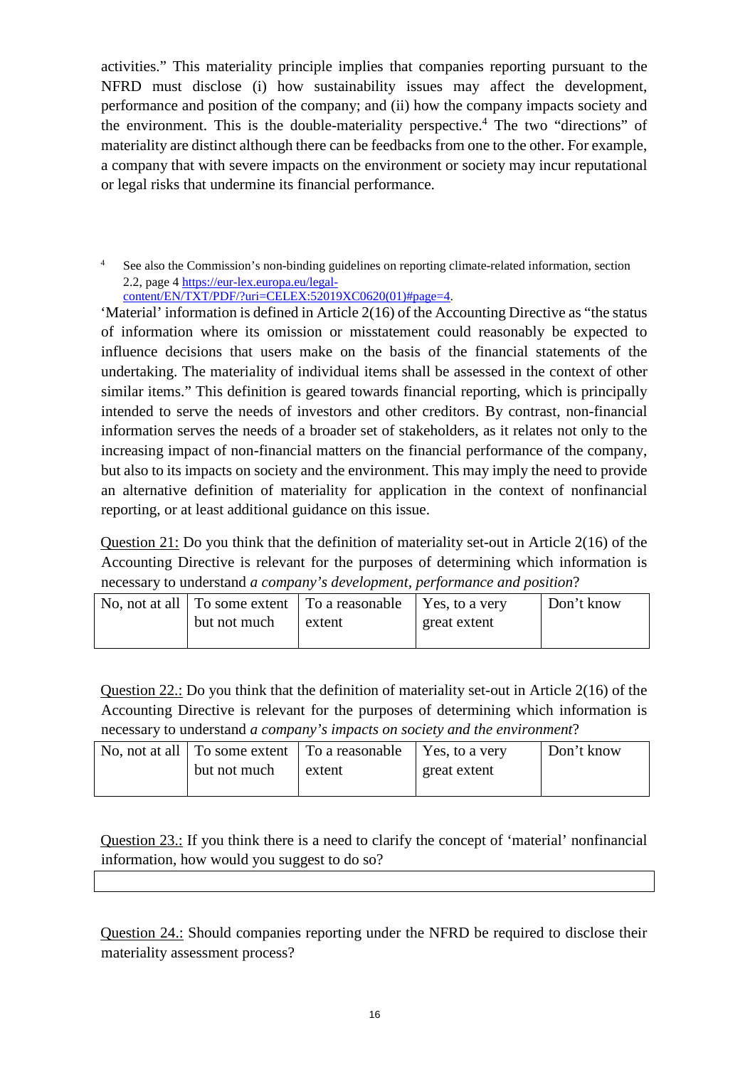activities." This materiality principle implies that companies reporting pursuant to the NFRD must disclose (i) how sustainability issues may affect the development, performance and position of the company; and (ii) how the company impacts society and the environment. This is the double-materiality perspective.[4] The two "directions" of materiality are distinct although there can be feedbacks from one to the other. For example, a company that with severe impacts on the environment or society may incur reputational or legal risks that undermine its financial performance.

[4] See also the Commission's non-binding guidelines on reporting climate-related information, section 2.2, page 4 https://eur-lex.europa.eu/legal-content/EN/TXT/PDF/?uri=CELEX:52019XC0620(01)#page=4.

'Material' information is defined in Article 2(16) of the Accounting Directive as "the status of information where its omission or misstatement could reasonably be expected to influence decisions that users make on the basis of the financial statements of the undertaking. The materiality of individual items shall be assessed in the context of other similar items." This definition is geared towards financial reporting, which is principally intended to serve the needs of investors and other creditors. By contrast, non-financial information serves the needs of a broader set of stakeholders, as it relates not only to the increasing impact of non-financial matters on the financial performance of the company, but also to its impacts on society and the environment. This may imply the need to provide an alternative definition of materiality for application in the context of nonfinancial reporting, or at least additional guidance on this issue.

Question 21: Do you think that the definition of materiality set-out in Article 2(16) of the Accounting Directive is relevant for the purposes of determining which information is necessary to understand *a company's development, performance and position*?

| No, not at all | To some extent but not much | To a reasonable extent | Yes, to a very great extent | Don't know |
|---|---|---|---|---|
| | | | | |

Question 22.: Do you think that the definition of materiality set-out in Article 2(16) of the Accounting Directive is relevant for the purposes of determining which information is necessary to understand *a company's impacts on society and the environment*?

| No, not at all | To some extent but not much | To a reasonable extent | Yes, to a very great extent | Don't know |
|---|---|---|---|---|
| | | | | |

Question 23.: If you think there is a need to clarify the concept of 'material' nonfinancial information, how would you suggest to do so?

| |
|---|
| |

Question 24.: Should companies reporting under the NFRD be required to disclose their materiality assessment process?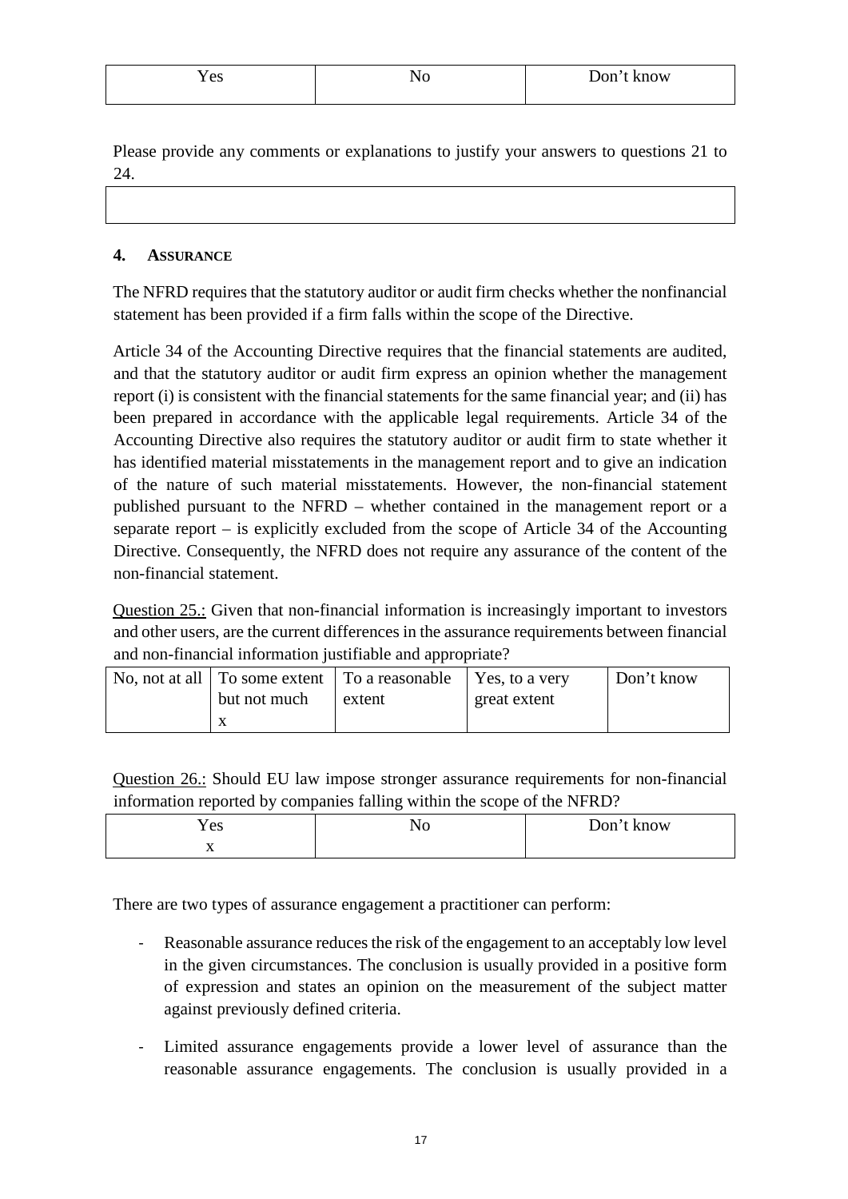| Yes | No | Don't know |
| --- | --- | --- |
| | | |

Please provide any comments or explanations to justify your answers to questions 21 to 24.

| |
| --- |
| |

## 4. Assurance

The NFRD requires that the statutory auditor or audit firm checks whether the nonfinancial statement has been provided if a firm falls within the scope of the Directive.

Article 34 of the Accounting Directive requires that the financial statements are audited, and that the statutory auditor or audit firm express an opinion whether the management report (i) is consistent with the financial statements for the same financial year; and (ii) has been prepared in accordance with the applicable legal requirements. Article 34 of the Accounting Directive also requires the statutory auditor or audit firm to state whether it has identified material misstatements in the management report and to give an indication of the nature of such material misstatements. However, the non-financial statement published pursuant to the NFRD – whether contained in the management report or a separate report – is explicitly excluded from the scope of Article 34 of the Accounting Directive. Consequently, the NFRD does not require any assurance of the content of the non-financial statement.

Question 25.: Given that non-financial information is increasingly important to investors and other users, are the current differences in the assurance requirements between financial and non-financial information justifiable and appropriate?

| No, not at all | To some extent but not much | To a reasonable extent | Yes, to a very great extent | Don't know |
| --- | --- | --- | --- | --- |
| | x | | | |

Question 26.: Should EU law impose stronger assurance requirements for non-financial information reported by companies falling within the scope of the NFRD?

| Yes | No | Don't know |
| --- | --- | --- |
| x | | |

There are two types of assurance engagement a practitioner can perform:

- Reasonable assurance reduces the risk of the engagement to an acceptably low level in the given circumstances. The conclusion is usually provided in a positive form of expression and states an opinion on the measurement of the subject matter against previously defined criteria.
- Limited assurance engagements provide a lower level of assurance than the reasonable assurance engagements. The conclusion is usually provided in a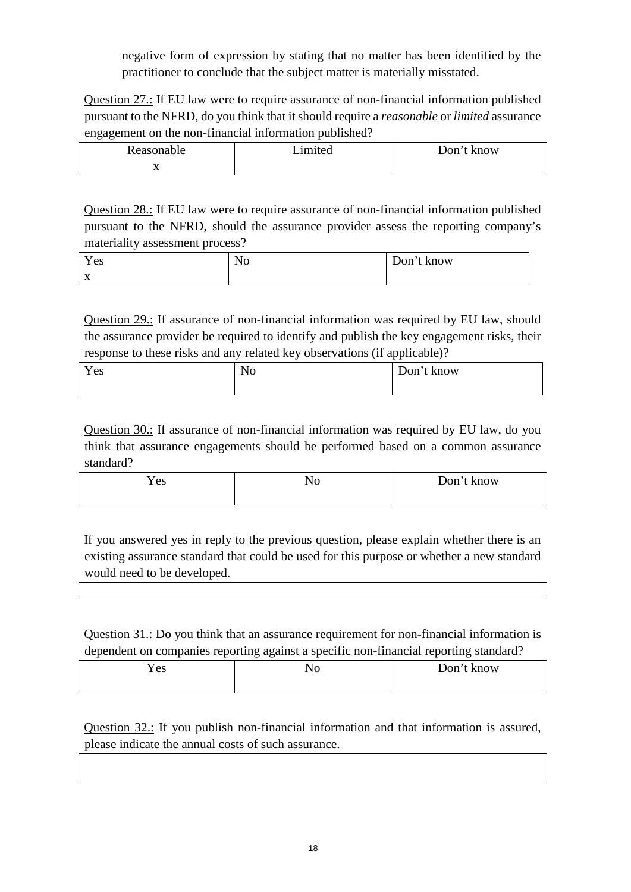negative form of expression by stating that no matter has been identified by the practitioner to conclude that the subject matter is materially misstated.

Question 27.: If EU law were to require assurance of non-financial information published pursuant to the NFRD, do you think that it should require a *reasonable* or *limited* assurance engagement on the non-financial information published?

| Reasonable | Limited | Don't know |
|---|---|---|
| x | | |

Question 28.: If EU law were to require assurance of non-financial information published pursuant to the NFRD, should the assurance provider assess the reporting company's materiality assessment process?

| Yes | No | Don't know |
|---|---|---|
| x | | |

Question 29.: If assurance of non-financial information was required by EU law, should the assurance provider be required to identify and publish the key engagement risks, their response to these risks and any related key observations (if applicable)?

| Yes | No | Don't know |
|---|---|---|
| | | |

Question 30.: If assurance of non-financial information was required by EU law, do you think that assurance engagements should be performed based on a common assurance standard?

| Yes | No | Don't know |
|---|---|---|
| | | |

If you answered yes in reply to the previous question, please explain whether there is an existing assurance standard that could be used for this purpose or whether a new standard would need to be developed.

| |
|---|

Question 31.: Do you think that an assurance requirement for non-financial information is dependent on companies reporting against a specific non-financial reporting standard?

| Yes | No | Don't know |
|---|---|---|
| | | |

Question 32.: If you publish non-financial information and that information is assured, please indicate the annual costs of such assurance.

| |
|---|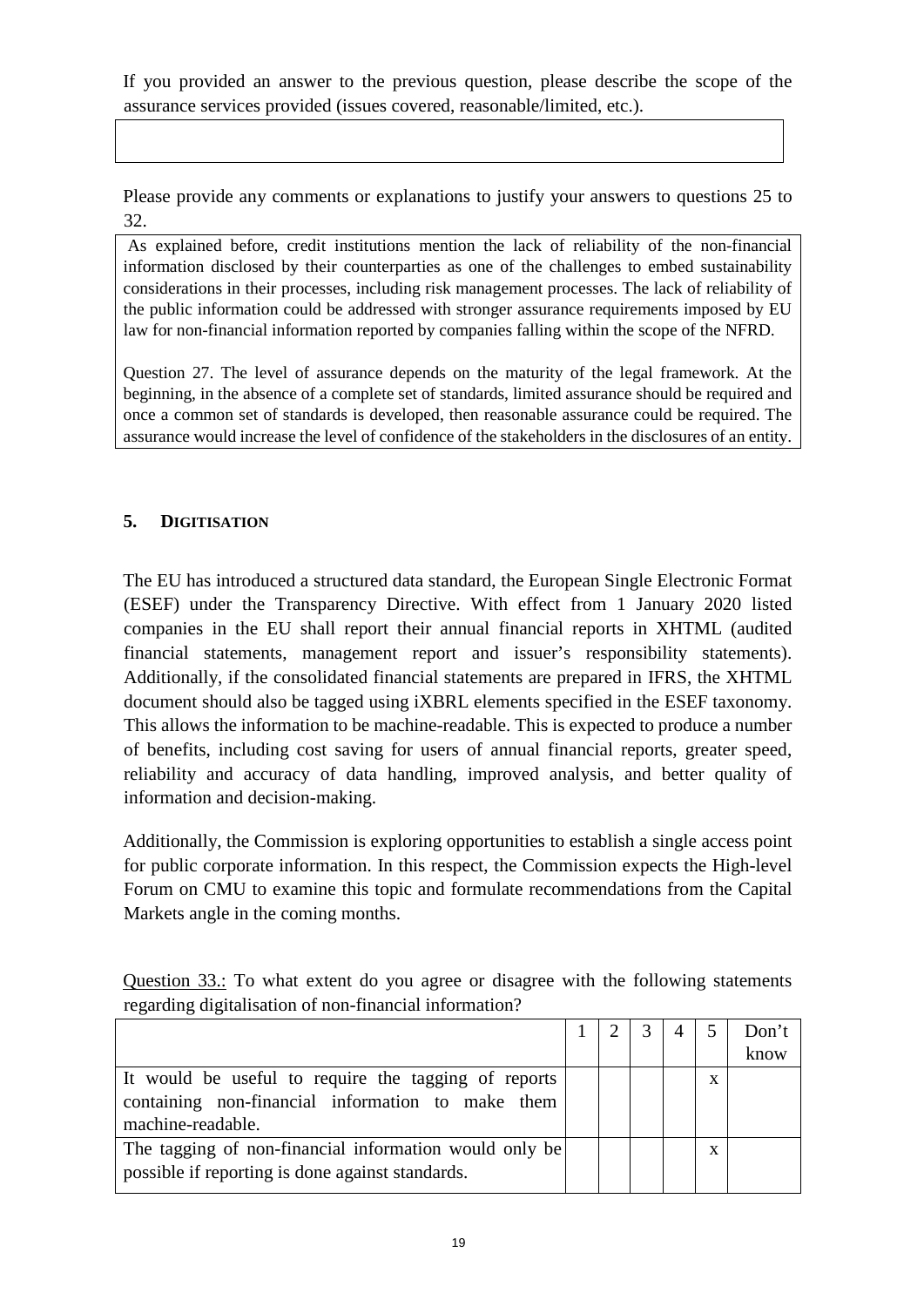If you provided an answer to the previous question, please describe the scope of the assurance services provided (issues covered, reasonable/limited, etc.).

| |
|---|
| |

Please provide any comments or explanations to justify your answers to questions 25 to 32.

| |
|---|
| As explained before, credit institutions mention the lack of reliability of the non-financial information disclosed by their counterparties as one of the challenges to embed sustainability considerations in their processes, including risk management processes. The lack of reliability of the public information could be addressed with stronger assurance requirements imposed by EU law for non-financial information reported by companies falling within the scope of the NFRD.<br><br>Question 27. The level of assurance depends on the maturity of the legal framework. At the beginning, in the absence of a complete set of standards, limited assurance should be required and once a common set of standards is developed, then reasonable assurance could be required. The assurance would increase the level of confidence of the stakeholders in the disclosures of an entity. |

## 5. DIGITISATION

The EU has introduced a structured data standard, the European Single Electronic Format (ESEF) under the Transparency Directive. With effect from 1 January 2020 listed companies in the EU shall report their annual financial reports in XHTML (audited financial statements, management report and issuer's responsibility statements). Additionally, if the consolidated financial statements are prepared in IFRS, the XHTML document should also be tagged using iXBRL elements specified in the ESEF taxonomy. This allows the information to be machine-readable. This is expected to produce a number of benefits, including cost saving for users of annual financial reports, greater speed, reliability and accuracy of data handling, improved analysis, and better quality of information and decision-making.

Additionally, the Commission is exploring opportunities to establish a single access point for public corporate information. In this respect, the Commission expects the High-level Forum on CMU to examine this topic and formulate recommendations from the Capital Markets angle in the coming months.

Question 33.: To what extent do you agree or disagree with the following statements regarding digitalisation of non-financial information?

| | 1 | 2 | 3 | 4 | 5 | Don't know |
|---|---|---|---|---|---|---|
| It would be useful to require the tagging of reports containing non-financial information to make them machine-readable. | | | | | x | |
| The tagging of non-financial information would only be possible if reporting is done against standards. | | | | | x | |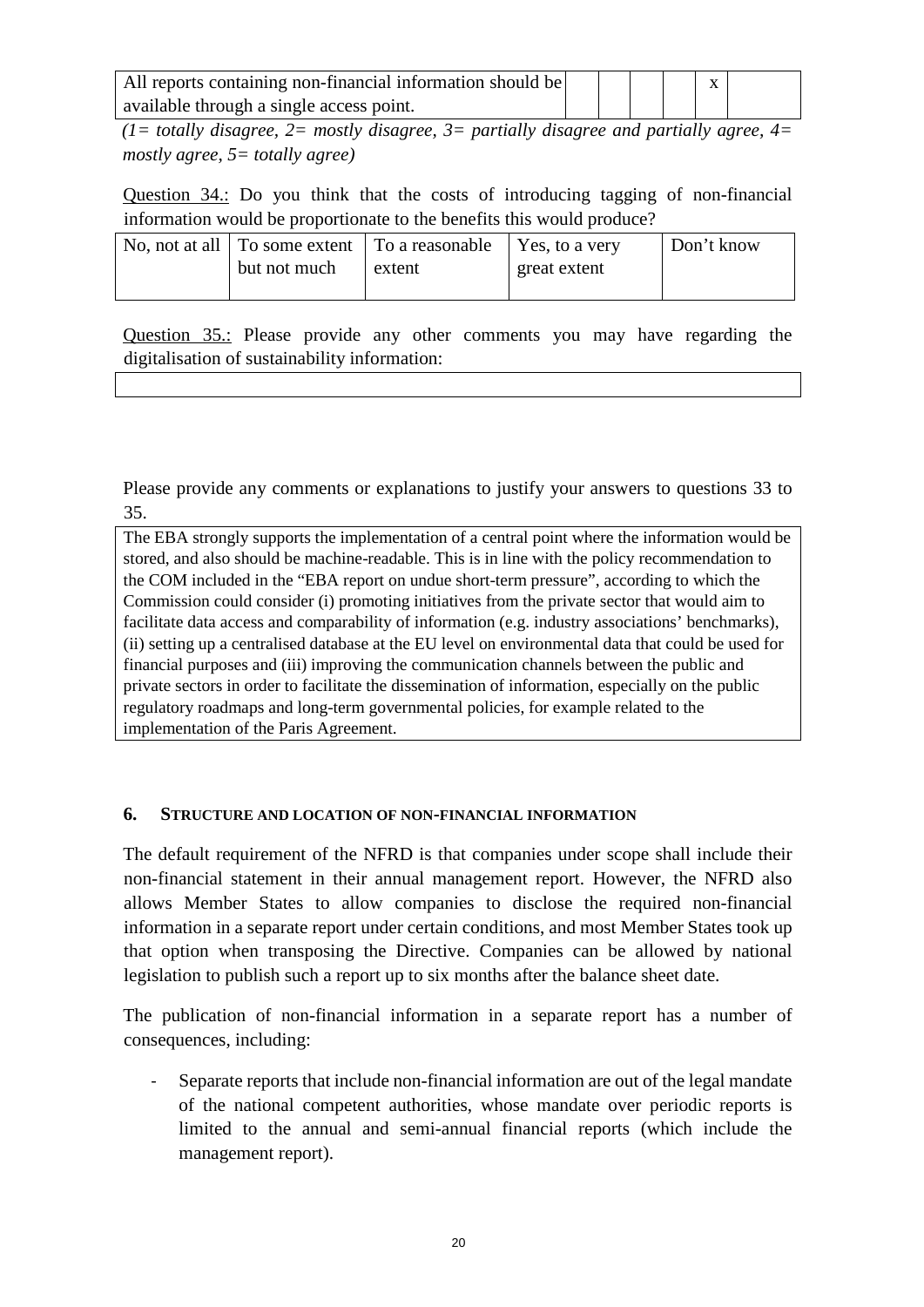| All reports containing non-financial information should be available through a single access point. | | | | | x | |
|---|---|---|---|---|---|---|

*(1= totally disagree, 2= mostly disagree, 3= partially disagree and partially agree, 4= mostly agree, 5= totally agree)*

Question 34.: Do you think that the costs of introducing tagging of non-financial information would be proportionate to the benefits this would produce?

| No, not at all | To some extent but not much | To a reasonable extent | Yes, to a very great extent | Don't know |
|---|---|---|---|---|
| | | | | |

Question 35.: Please provide any other comments you may have regarding the digitalisation of sustainability information:

| |
|---|
| |

Please provide any comments or explanations to justify your answers to questions 33 to 35.

| The EBA strongly supports the implementation of a central point where the information would be stored, and also should be machine-readable. This is in line with the policy recommendation to the COM included in the "EBA report on undue short-term pressure", according to which the Commission could consider (i) promoting initiatives from the private sector that would aim to facilitate data access and comparability of information (e.g. industry associations' benchmarks), (ii) setting up a centralised database at the EU level on environmental data that could be used for financial purposes and (iii) improving the communication channels between the public and private sectors in order to facilitate the dissemination of information, especially on the public regulatory roadmaps and long-term governmental policies, for example related to the implementation of the Paris Agreement. |
|---|

## 6. STRUCTURE AND LOCATION OF NON-FINANCIAL INFORMATION

The default requirement of the NFRD is that companies under scope shall include their non-financial statement in their annual management report. However, the NFRD also allows Member States to allow companies to disclose the required non-financial information in a separate report under certain conditions, and most Member States took up that option when transposing the Directive. Companies can be allowed by national legislation to publish such a report up to six months after the balance sheet date.

The publication of non-financial information in a separate report has a number of consequences, including:

- Separate reports that include non-financial information are out of the legal mandate of the national competent authorities, whose mandate over periodic reports is limited to the annual and semi-annual financial reports (which include the management report).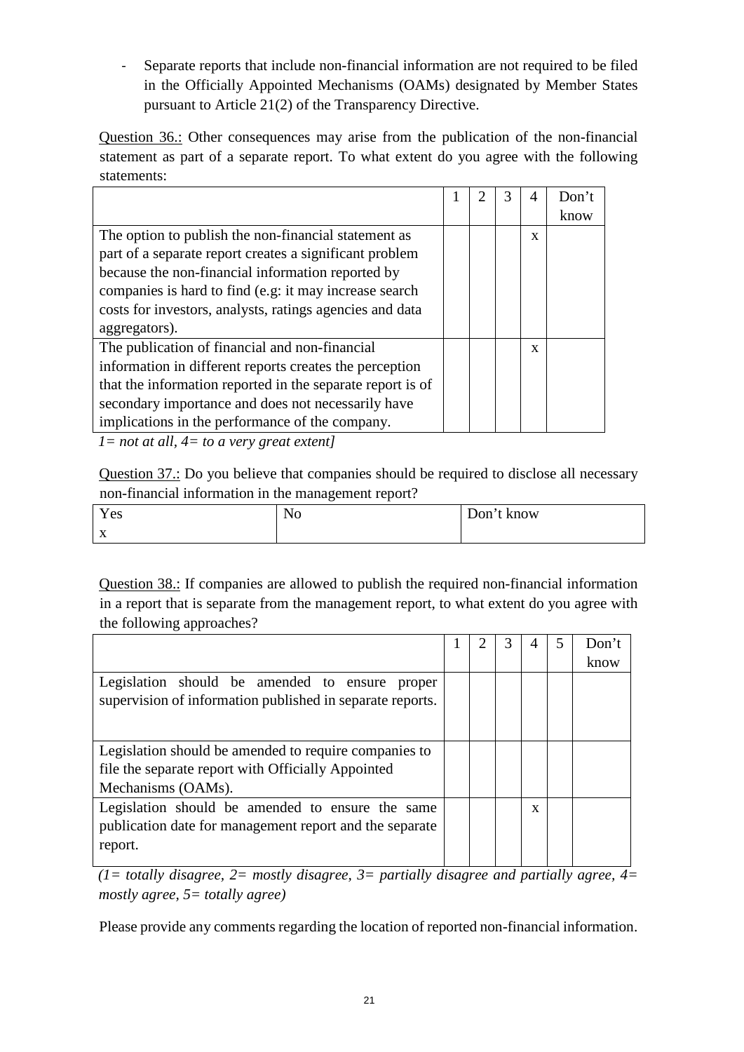- Separate reports that include non-financial information are not required to be filed in the Officially Appointed Mechanisms (OAMs) designated by Member States pursuant to Article 21(2) of the Transparency Directive.

Question 36.: Other consequences may arise from the publication of the non-financial statement as part of a separate report. To what extent do you agree with the following statements:

| | 1 | 2 | 3 | 4 | Don't know |
|---|---|---|---|---|---|
| The option to publish the non-financial statement as part of a separate report creates a significant problem because the non-financial information reported by companies is hard to find (e.g: it may increase search costs for investors, analysts, ratings agencies and data aggregators). | | | | x | |
| The publication of financial and non-financial information in different reports creates the perception that the information reported in the separate report is of secondary importance and does not necessarily have implications in the performance of the company. | | | | x | |

*1= not at all, 4= to a very great extent]*

Question 37.: Do you believe that companies should be required to disclose all necessary non-financial information in the management report?

| Yes | No | Don't know |
|---|---|---|
| x | | |

Question 38.: If companies are allowed to publish the required non-financial information in a report that is separate from the management report, to what extent do you agree with the following approaches?

| | 1 | 2 | 3 | 4 | 5 | Don't know |
|---|---|---|---|---|---|---|
| Legislation should be amended to ensure proper supervision of information published in separate reports. | | | | | | |
| Legislation should be amended to require companies to file the separate report with Officially Appointed Mechanisms (OAMs). | | | | | | |
| Legislation should be amended to ensure the same publication date for management report and the separate report. | | | | x | | |

*(1= totally disagree, 2= mostly disagree, 3= partially disagree and partially agree, 4= mostly agree, 5= totally agree)*

Please provide any comments regarding the location of reported non-financial information.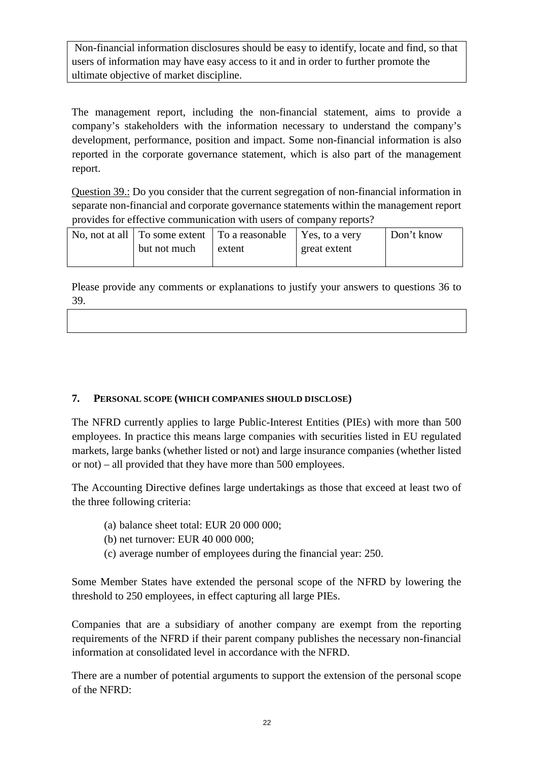| Non-financial information disclosures should be easy to identify, locate and find, so that users of information may have easy access to it and in order to further promote the ultimate objective of market discipline. |
| --- |

The management report, including the non-financial statement, aims to provide a company's stakeholders with the information necessary to understand the company's development, performance, position and impact. Some non-financial information is also reported in the corporate governance statement, which is also part of the management report.

Question 39.: Do you consider that the current segregation of non-financial information in separate non-financial and corporate governance statements within the management report provides for effective communication with users of company reports?

| No, not at all | To some extent but not much | To a reasonable extent | Yes, to a very great extent | Don't know |
| --- | --- | --- | --- | --- |
| | | | | |

Please provide any comments or explanations to justify your answers to questions 36 to 39.

| |
| --- |
| |

## 7. PERSONAL SCOPE (WHICH COMPANIES SHOULD DISCLOSE)

The NFRD currently applies to large Public-Interest Entities (PIEs) with more than 500 employees. In practice this means large companies with securities listed in EU regulated markets, large banks (whether listed or not) and large insurance companies (whether listed or not) – all provided that they have more than 500 employees.

The Accounting Directive defines large undertakings as those that exceed at least two of the three following criteria:

(a) balance sheet total: EUR 20 000 000;
(b) net turnover: EUR 40 000 000;
(c) average number of employees during the financial year: 250.

Some Member States have extended the personal scope of the NFRD by lowering the threshold to 250 employees, in effect capturing all large PIEs.

Companies that are a subsidiary of another company are exempt from the reporting requirements of the NFRD if their parent company publishes the necessary non-financial information at consolidated level in accordance with the NFRD.

There are a number of potential arguments to support the extension of the personal scope of the NFRD: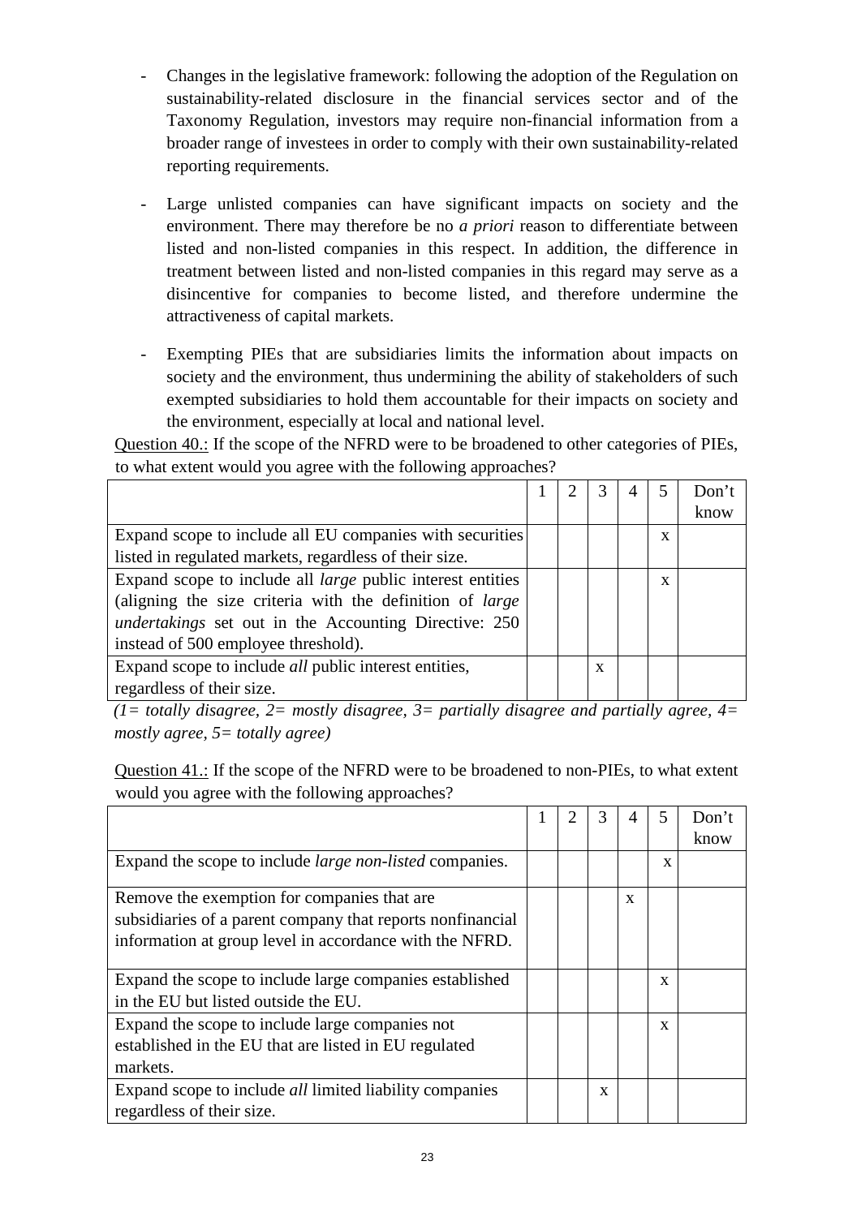- Changes in the legislative framework: following the adoption of the Regulation on sustainability-related disclosure in the financial services sector and of the Taxonomy Regulation, investors may require non-financial information from a broader range of investees in order to comply with their own sustainability-related reporting requirements.

- Large unlisted companies can have significant impacts on society and the environment. There may therefore be no *a priori* reason to differentiate between listed and non-listed companies in this respect. In addition, the difference in treatment between listed and non-listed companies in this regard may serve as a disincentive for companies to become listed, and therefore undermine the attractiveness of capital markets.

- Exempting PIEs that are subsidiaries limits the information about impacts on society and the environment, thus undermining the ability of stakeholders of such exempted subsidiaries to hold them accountable for their impacts on society and the environment, especially at local and national level.

Question 40.: If the scope of the NFRD were to be broadened to other categories of PIEs, to what extent would you agree with the following approaches?

| | 1 | 2 | 3 | 4 | 5 | Don't know |
|---|---|---|---|---|---|---|
| Expand scope to include all EU companies with securities listed in regulated markets, regardless of their size. | | | | | x | |
| Expand scope to include all *large* public interest entities (aligning the size criteria with the definition of *large undertakings* set out in the Accounting Directive: 250 instead of 500 employee threshold). | | | | | x | |
| Expand scope to include *all* public interest entities, regardless of their size. | | | x | | | |

*(1= totally disagree, 2= mostly disagree, 3= partially disagree and partially agree, 4= mostly agree, 5= totally agree)*

Question 41.: If the scope of the NFRD were to be broadened to non-PIEs, to what extent would you agree with the following approaches?

| | 1 | 2 | 3 | 4 | 5 | Don't know |
|---|---|---|---|---|---|---|
| Expand the scope to include *large non-listed* companies. | | | | | x | |
| Remove the exemption for companies that are subsidiaries of a parent company that reports nonfinancial information at group level in accordance with the NFRD. | | | | x | | |
| Expand the scope to include large companies established in the EU but listed outside the EU. | | | | | x | |
| Expand the scope to include large companies not established in the EU that are listed in EU regulated markets. | | | | | x | |
| Expand scope to include *all* limited liability companies regardless of their size. | | | x | | | |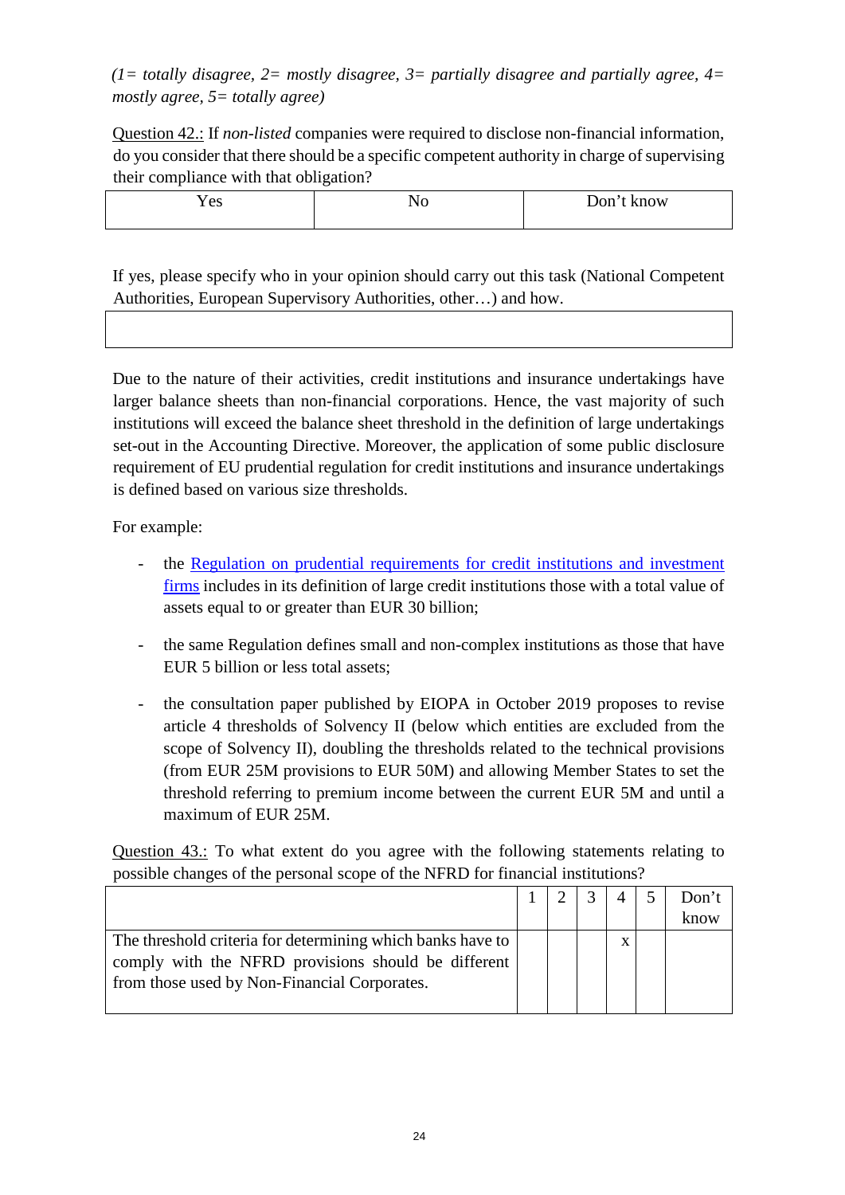*(1= totally disagree, 2= mostly disagree, 3= partially disagree and partially agree, 4= mostly agree, 5= totally agree)*

Question 42.: If *non-listed* companies were required to disclose non-financial information, do you consider that there should be a specific competent authority in charge of supervising their compliance with that obligation?

| Yes | No | Don't know |
|---|---|---|

If yes, please specify who in your opinion should carry out this task (National Competent Authorities, European Supervisory Authorities, other…) and how.

| |
|---|
| |

Due to the nature of their activities, credit institutions and insurance undertakings have larger balance sheets than non-financial corporations. Hence, the vast majority of such institutions will exceed the balance sheet threshold in the definition of large undertakings set-out in the Accounting Directive. Moreover, the application of some public disclosure requirement of EU prudential regulation for credit institutions and insurance undertakings is defined based on various size thresholds.

For example:

- the Regulation on prudential requirements for credit institutions and investment firms includes in its definition of large credit institutions those with a total value of assets equal to or greater than EUR 30 billion;
- the same Regulation defines small and non-complex institutions as those that have EUR 5 billion or less total assets;
- the consultation paper published by EIOPA in October 2019 proposes to revise article 4 thresholds of Solvency II (below which entities are excluded from the scope of Solvency II), doubling the thresholds related to the technical provisions (from EUR 25M provisions to EUR 50M) and allowing Member States to set the threshold referring to premium income between the current EUR 5M and until a maximum of EUR 25M.

Question 43.: To what extent do you agree with the following statements relating to possible changes of the personal scope of the NFRD for financial institutions?

| | 1 | 2 | 3 | 4 | 5 | Don't know |
|---|---|---|---|---|---|---|
| The threshold criteria for determining which banks have to comply with the NFRD provisions should be different from those used by Non-Financial Corporates. | | | | x | | |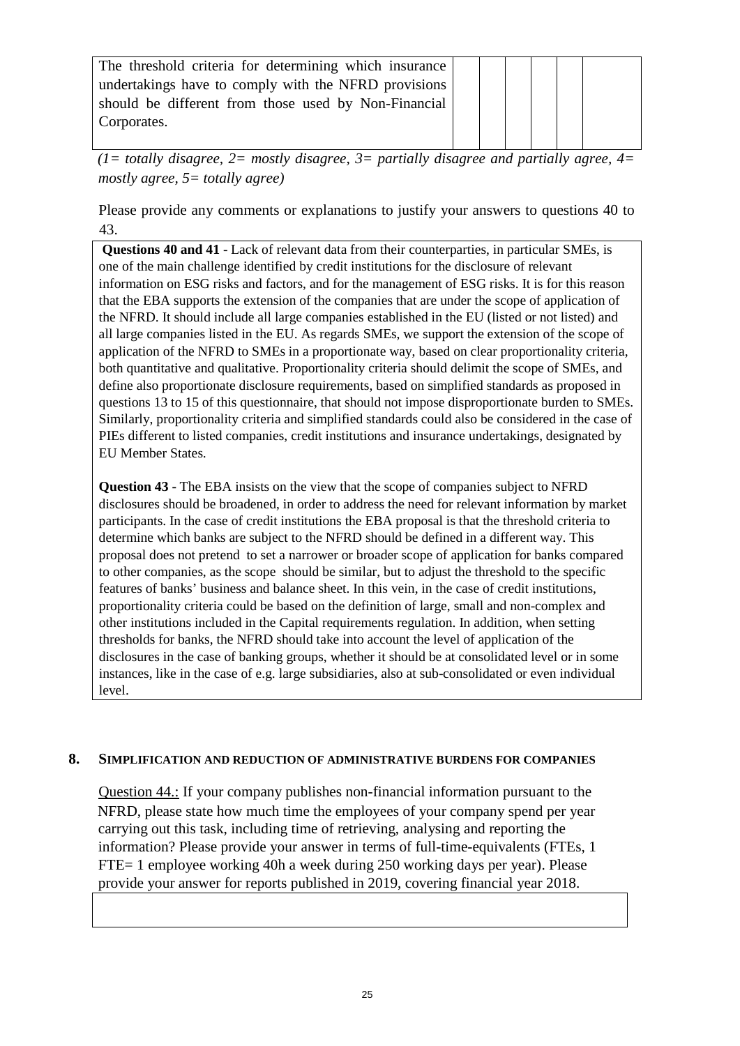| The threshold criteria for determining which insurance undertakings have to comply with the NFRD provisions should be different from those used by Non-Financial Corporates. | | | | | | |
|---|---|---|---|---|---|---|

*(1= totally disagree, 2= mostly disagree, 3= partially disagree and partially agree, 4= mostly agree, 5= totally agree)*

Please provide any comments or explanations to justify your answers to questions 40 to 43.

> **Questions 40 and 41** - Lack of relevant data from their counterparties, in particular SMEs, is one of the main challenge identified by credit institutions for the disclosure of relevant information on ESG risks and factors, and for the management of ESG risks. It is for this reason that the EBA supports the extension of the companies that are under the scope of application of the NFRD. It should include all large companies established in the EU (listed or not listed) and all large companies listed in the EU. As regards SMEs, we support the extension of the scope of application of the NFRD to SMEs in a proportionate way, based on clear proportionality criteria, both quantitative and qualitative. Proportionality criteria should delimit the scope of SMEs, and define also proportionate disclosure requirements, based on simplified standards as proposed in questions 13 to 15 of this questionnaire, that should not impose disproportionate burden to SMEs. Similarly, proportionality criteria and simplified standards could also be considered in the case of PIEs different to listed companies, credit institutions and insurance undertakings, designated by EU Member States.
>
> **Question 43 -** The EBA insists on the view that the scope of companies subject to NFRD disclosures should be broadened, in order to address the need for relevant information by market participants. In the case of credit institutions the EBA proposal is that the threshold criteria to determine which banks are subject to the NFRD should be defined in a different way. This proposal does not pretend to set a narrower or broader scope of application for banks compared to other companies, as the scope should be similar, but to adjust the threshold to the specific features of banks' business and balance sheet. In this vein, in the case of credit institutions, proportionality criteria could be based on the definition of large, small and non-complex and other institutions included in the Capital requirements regulation. In addition, when setting thresholds for banks, the NFRD should take into account the level of application of the disclosures in the case of banking groups, whether it should be at consolidated level or in some instances, like in the case of e.g. large subsidiaries, also at sub-consolidated or even individual level.

## 8. SIMPLIFICATION AND REDUCTION OF ADMINISTRATIVE BURDENS FOR COMPANIES

<u>Question 44.:</u> If your company publishes non-financial information pursuant to the NFRD, please state how much time the employees of your company spend per year carrying out this task, including time of retrieving, analysing and reporting the information? Please provide your answer in terms of full-time-equivalents (FTEs, 1 FTE= 1 employee working 40h a week during 250 working days per year). Please provide your answer for reports published in 2019, covering financial year 2018.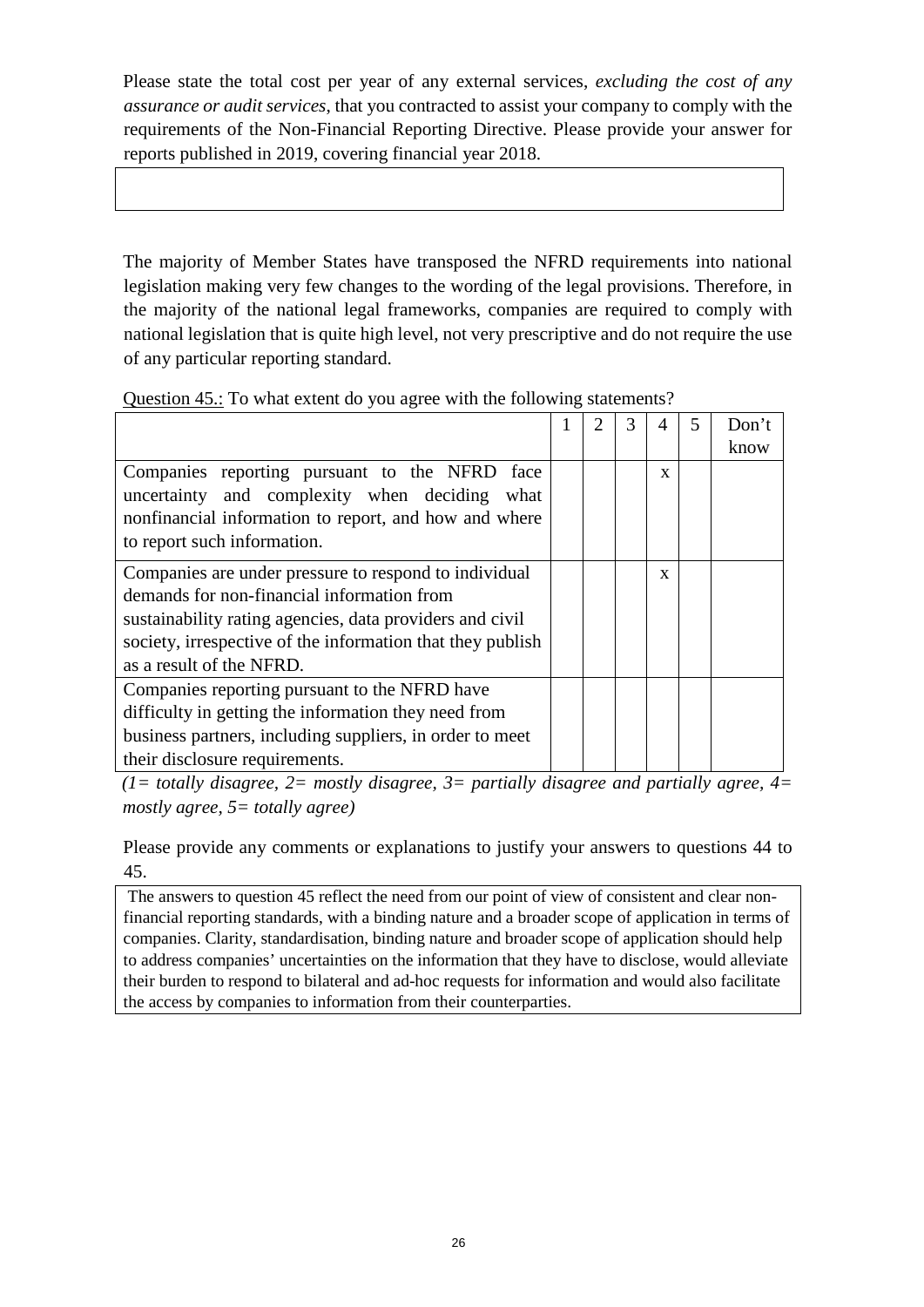Please state the total cost per year of any external services, *excluding the cost of any assurance or audit services*, that you contracted to assist your company to comply with the requirements of the Non-Financial Reporting Directive. Please provide your answer for reports published in 2019, covering financial year 2018.

| |
|---|
| |

The majority of Member States have transposed the NFRD requirements into national legislation making very few changes to the wording of the legal provisions. Therefore, in the majority of the national legal frameworks, companies are required to comply with national legislation that is quite high level, not very prescriptive and do not require the use of any particular reporting standard.

Question 45.: To what extent do you agree with the following statements?

| | 1 | 2 | 3 | 4 | 5 | Don't know |
|---|---|---|---|---|---|---|
| Companies reporting pursuant to the NFRD face uncertainty and complexity when deciding what nonfinancial information to report, and how and where to report such information. | | | | x | | |
| Companies are under pressure to respond to individual demands for non-financial information from sustainability rating agencies, data providers and civil society, irrespective of the information that they publish as a result of the NFRD. | | | | x | | |
| Companies reporting pursuant to the NFRD have difficulty in getting the information they need from business partners, including suppliers, in order to meet their disclosure requirements. | | | | | | |

*(1= totally disagree, 2= mostly disagree, 3= partially disagree and partially agree, 4= mostly agree, 5= totally agree)*

Please provide any comments or explanations to justify your answers to questions 44 to 45.

| |
|---|
| The answers to question 45 reflect the need from our point of view of consistent and clear non-financial reporting standards, with a binding nature and a broader scope of application in terms of companies. Clarity, standardisation, binding nature and broader scope of application should help to address companies' uncertainties on the information that they have to disclose, would alleviate their burden to respond to bilateral and ad-hoc requests for information and would also facilitate the access by companies to information from their counterparties. |